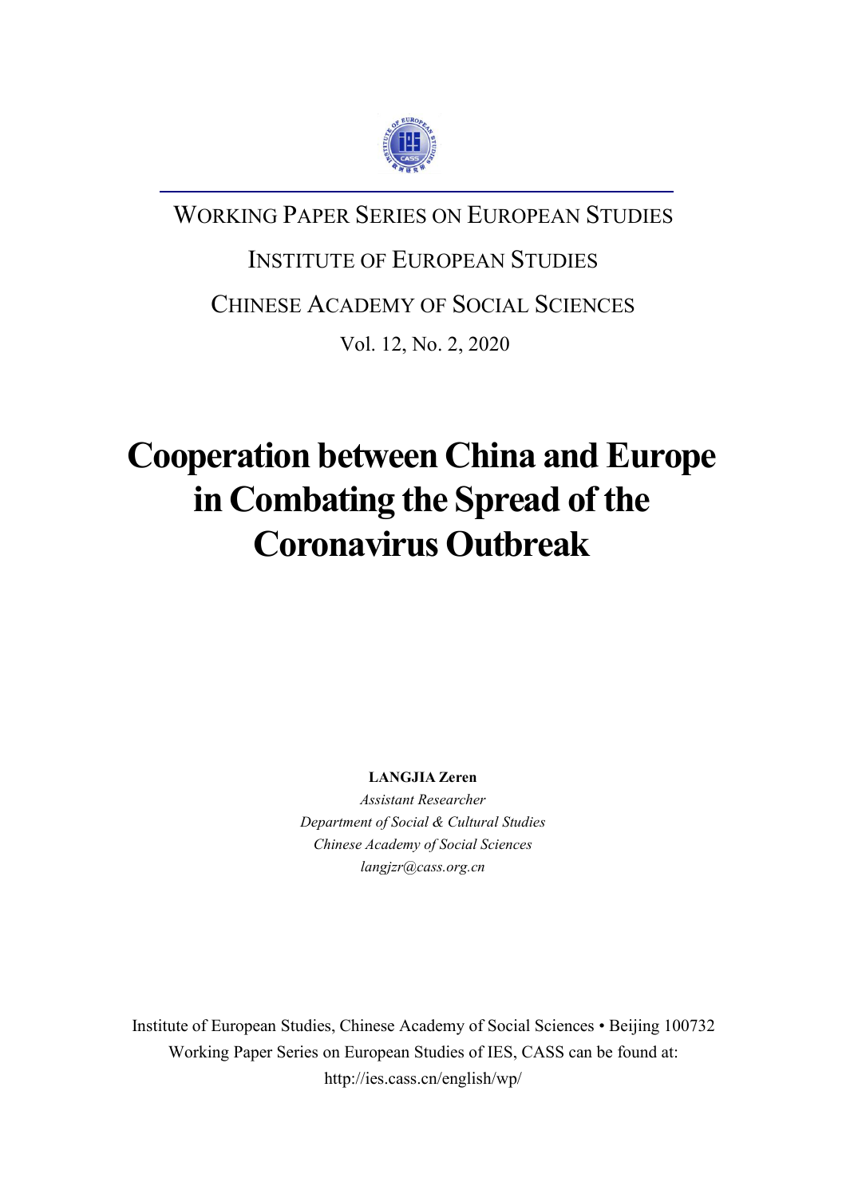WORKING PAPER SERIES ON EUROPEAN STUDIES

INSTITUTE OF EUROPEAN STUDIES

CHINESE ACADEMY OF SOCIAL SCIENCES

Vol. 12, No. 2, 2020

# Cooperation between China and Europe in Combating the Spread of the Coronavirus Outbreak

**LANGJIA Zeren**

*Assistant Researcher*

*Department of Social & Cultural Studies*

*Chinese Academy of Social Sciences*

*langjzr@cass.org.cn*

Institute of European Studies, Chinese Academy of Social Sciences • Beijing 100732

Working Paper Series on European Studies of IES, CASS can be found at:

http://ies.cass.cn/english/wp/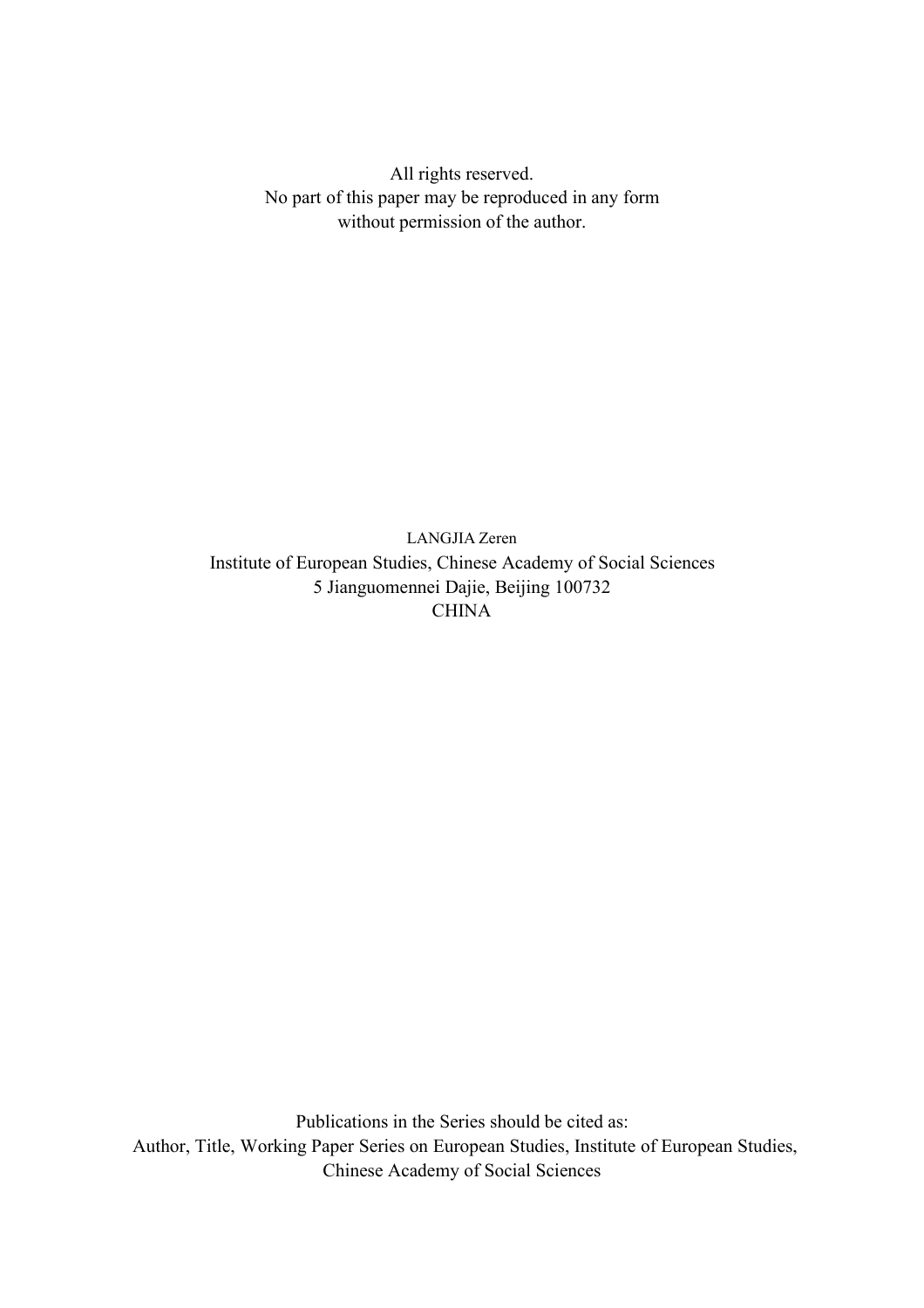All rights reserved.
No part of this paper may be reproduced in any form
without permission of the author.

LANGJIA Zeren
Institute of European Studies, Chinese Academy of Social Sciences
5 Jianguomennei Dajie, Beijing 100732
CHINA

Publications in the Series should be cited as:
Author, Title, Working Paper Series on European Studies, Institute of European Studies,
Chinese Academy of Social Sciences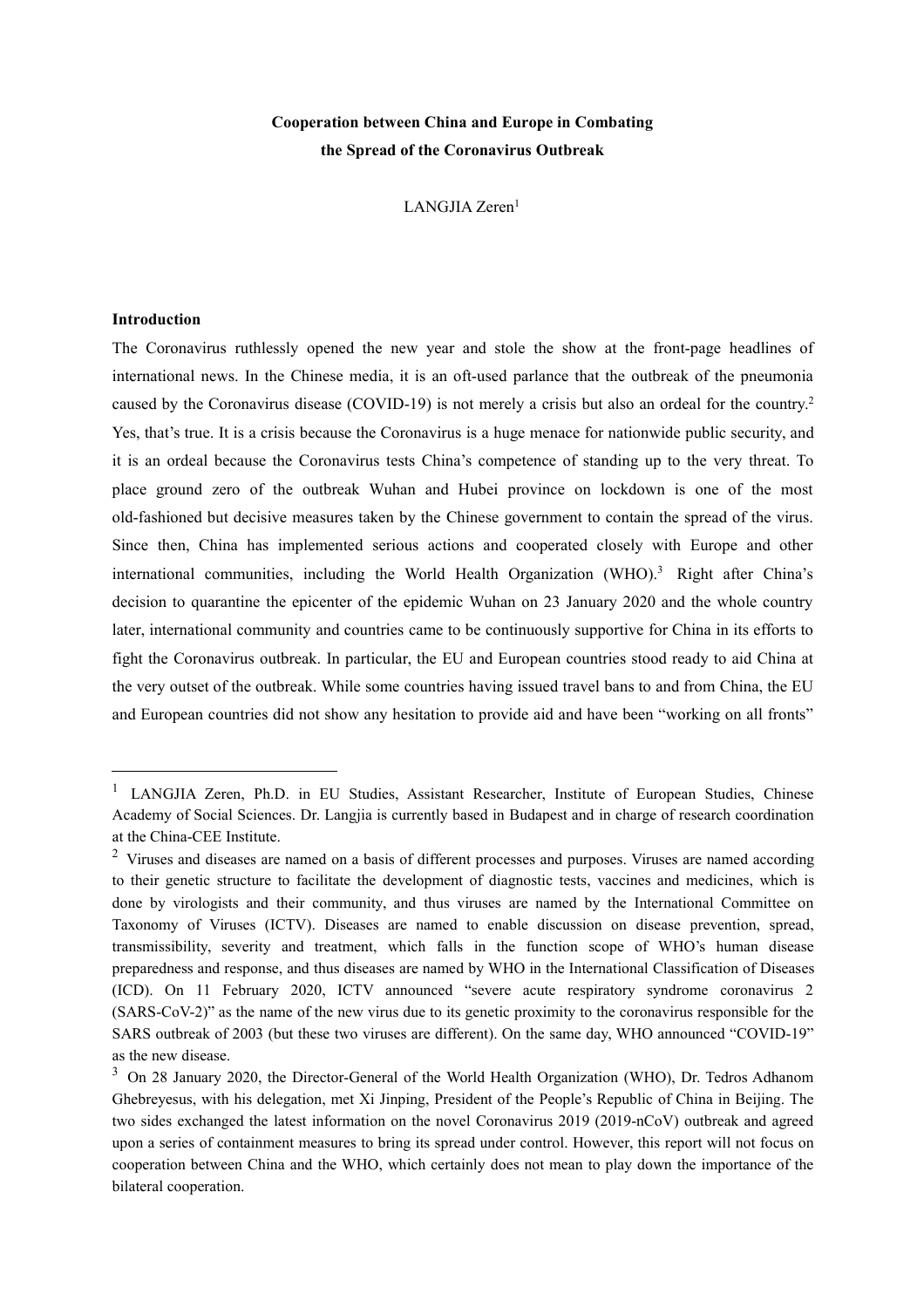**Cooperation between China and Europe in Combating the Spread of the Coronavirus Outbreak**

LANGJIA Zeren[1]

**Introduction**

The Coronavirus ruthlessly opened the new year and stole the show at the front-page headlines of international news. In the Chinese media, it is an oft-used parlance that the outbreak of the pneumonia caused by the Coronavirus disease (COVID-19) is not merely a crisis but also an ordeal for the country.[2] Yes, that's true. It is a crisis because the Coronavirus is a huge menace for nationwide public security, and it is an ordeal because the Coronavirus tests China's competence of standing up to the very threat. To place ground zero of the outbreak Wuhan and Hubei province on lockdown is one of the most old-fashioned but decisive measures taken by the Chinese government to contain the spread of the virus. Since then, China has implemented serious actions and cooperated closely with Europe and other international communities, including the World Health Organization (WHO).[3] Right after China's decision to quarantine the epicenter of the epidemic Wuhan on 23 January 2020 and the whole country later, international community and countries came to be continuously supportive for China in its efforts to fight the Coronavirus outbreak. In particular, the EU and European countries stood ready to aid China at the very outset of the outbreak. While some countries having issued travel bans to and from China, the EU and European countries did not show any hesitation to provide aid and have been "working on all fronts"

---

[1] LANGJIA Zeren, Ph.D. in EU Studies, Assistant Researcher, Institute of European Studies, Chinese Academy of Social Sciences. Dr. Langjia is currently based in Budapest and in charge of research coordination at the China-CEE Institute.

[2] Viruses and diseases are named on a basis of different processes and purposes. Viruses are named according to their genetic structure to facilitate the development of diagnostic tests, vaccines and medicines, which is done by virologists and their community, and thus viruses are named by the International Committee on Taxonomy of Viruses (ICTV). Diseases are named to enable discussion on disease prevention, spread, transmissibility, severity and treatment, which falls in the function scope of WHO's human disease preparedness and response, and thus diseases are named by WHO in the International Classification of Diseases (ICD). On 11 February 2020, ICTV announced "severe acute respiratory syndrome coronavirus 2 (SARS-CoV-2)" as the name of the new virus due to its genetic proximity to the coronavirus responsible for the SARS outbreak of 2003 (but these two viruses are different). On the same day, WHO announced "COVID-19" as the new disease.

[3] On 28 January 2020, the Director-General of the World Health Organization (WHO), Dr. Tedros Adhanom Ghebreyesus, with his delegation, met Xi Jinping, President of the People's Republic of China in Beijing. The two sides exchanged the latest information on the novel Coronavirus 2019 (2019-nCoV) outbreak and agreed upon a series of containment measures to bring its spread under control. However, this report will not focus on cooperation between China and the WHO, which certainly does not mean to play down the importance of the bilateral cooperation.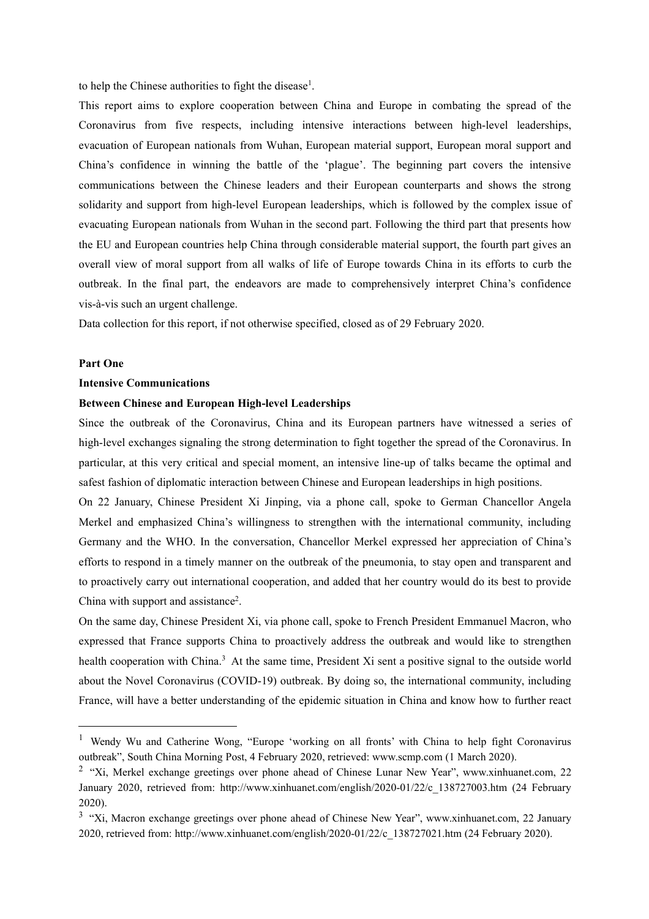to help the Chinese authorities to fight the disease[1].

This report aims to explore cooperation between China and Europe in combating the spread of the Coronavirus from five respects, including intensive interactions between high-level leaderships, evacuation of European nationals from Wuhan, European material support, European moral support and China's confidence in winning the battle of the 'plague'. The beginning part covers the intensive communications between the Chinese leaders and their European counterparts and shows the strong solidarity and support from high-level European leaderships, which is followed by the complex issue of evacuating European nationals from Wuhan in the second part. Following the third part that presents how the EU and European countries help China through considerable material support, the fourth part gives an overall view of moral support from all walks of life of Europe towards China in its efforts to curb the outbreak. In the final part, the endeavors are made to comprehensively interpret China's confidence vis-à-vis such an urgent challenge.

Data collection for this report, if not otherwise specified, closed as of 29 February 2020.

## Part One

## Intensive Communications

## Between Chinese and European High-level Leaderships

Since the outbreak of the Coronavirus, China and its European partners have witnessed a series of high-level exchanges signaling the strong determination to fight together the spread of the Coronavirus. In particular, at this very critical and special moment, an intensive line-up of talks became the optimal and safest fashion of diplomatic interaction between Chinese and European leaderships in high positions.

On 22 January, Chinese President Xi Jinping, via a phone call, spoke to German Chancellor Angela Merkel and emphasized China's willingness to strengthen with the international community, including Germany and the WHO. In the conversation, Chancellor Merkel expressed her appreciation of China's efforts to respond in a timely manner on the outbreak of the pneumonia, to stay open and transparent and to proactively carry out international cooperation, and added that her country would do its best to provide China with support and assistance[2].

On the same day, Chinese President Xi, via phone call, spoke to French President Emmanuel Macron, who expressed that France supports China to proactively address the outbreak and would like to strengthen health cooperation with China.[3] At the same time, President Xi sent a positive signal to the outside world about the Novel Coronavirus (COVID-19) outbreak. By doing so, the international community, including France, will have a better understanding of the epidemic situation in China and know how to further react

---

[1] Wendy Wu and Catherine Wong, "Europe 'working on all fronts' with China to help fight Coronavirus outbreak", South China Morning Post, 4 February 2020, retrieved: www.scmp.com (1 March 2020).

[2] "Xi, Merkel exchange greetings over phone ahead of Chinese Lunar New Year", www.xinhuanet.com, 22 January 2020, retrieved from: http://www.xinhuanet.com/english/2020-01/22/c_138727003.htm (24 February 2020).

[3] "Xi, Macron exchange greetings over phone ahead of Chinese New Year", www.xinhuanet.com, 22 January 2020, retrieved from: http://www.xinhuanet.com/english/2020-01/22/c_138727021.htm (24 February 2020).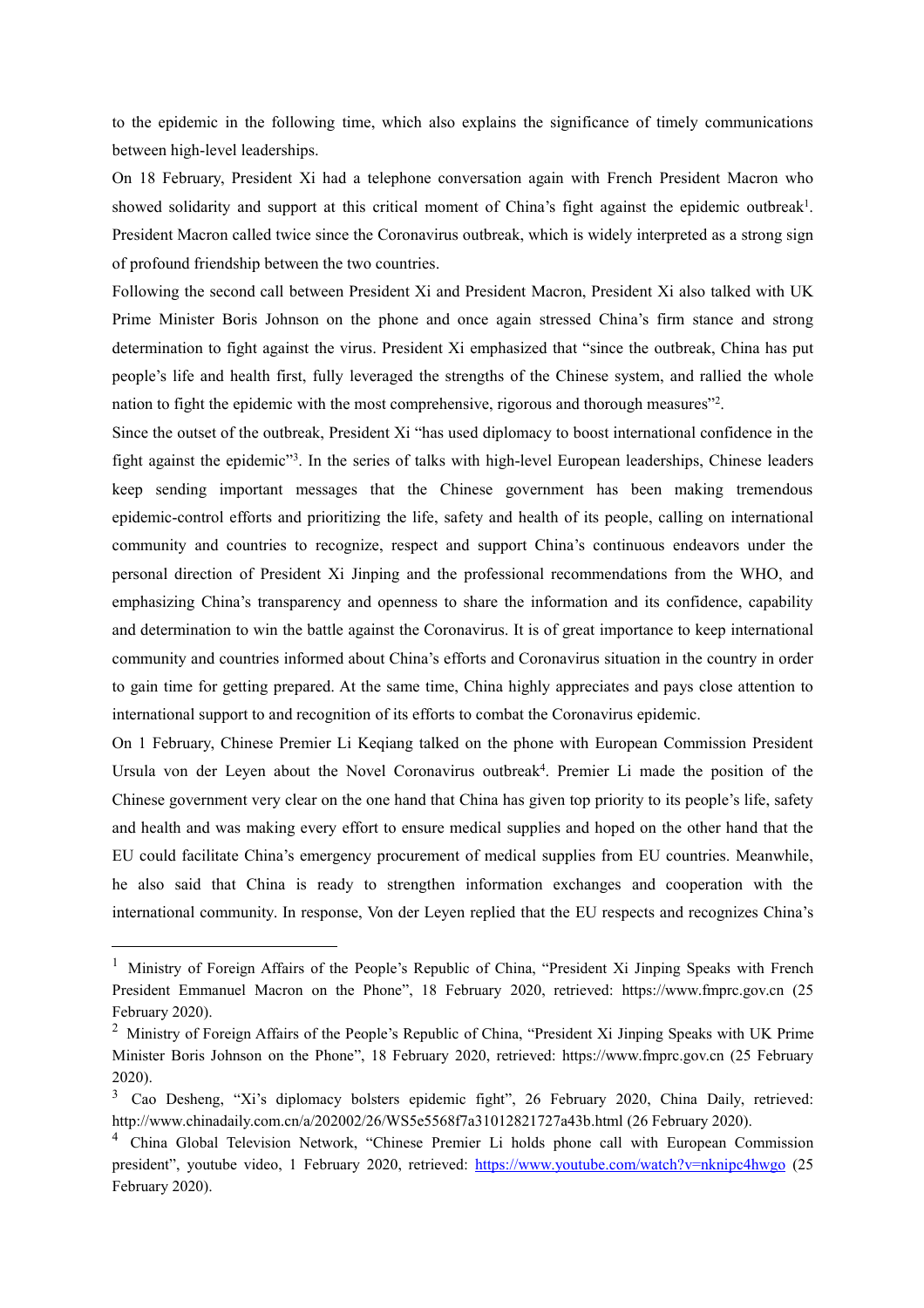to the epidemic in the following time, which also explains the significance of timely communications between high-level leaderships.

On 18 February, President Xi had a telephone conversation again with French President Macron who showed solidarity and support at this critical moment of China's fight against the epidemic outbreak[1]. President Macron called twice since the Coronavirus outbreak, which is widely interpreted as a strong sign of profound friendship between the two countries.

Following the second call between President Xi and President Macron, President Xi also talked with UK Prime Minister Boris Johnson on the phone and once again stressed China's firm stance and strong determination to fight against the virus. President Xi emphasized that "since the outbreak, China has put people's life and health first, fully leveraged the strengths of the Chinese system, and rallied the whole nation to fight the epidemic with the most comprehensive, rigorous and thorough measures"[2].

Since the outset of the outbreak, President Xi "has used diplomacy to boost international confidence in the fight against the epidemic"[3]. In the series of talks with high-level European leaderships, Chinese leaders keep sending important messages that the Chinese government has been making tremendous epidemic-control efforts and prioritizing the life, safety and health of its people, calling on international community and countries to recognize, respect and support China's continuous endeavors under the personal direction of President Xi Jinping and the professional recommendations from the WHO, and emphasizing China's transparency and openness to share the information and its confidence, capability and determination to win the battle against the Coronavirus. It is of great importance to keep international community and countries informed about China's efforts and Coronavirus situation in the country in order to gain time for getting prepared. At the same time, China highly appreciates and pays close attention to international support to and recognition of its efforts to combat the Coronavirus epidemic.

On 1 February, Chinese Premier Li Keqiang talked on the phone with European Commission President Ursula von der Leyen about the Novel Coronavirus outbreak[4]. Premier Li made the position of the Chinese government very clear on the one hand that China has given top priority to its people's life, safety and health and was making every effort to ensure medical supplies and hoped on the other hand that the EU could facilitate China's emergency procurement of medical supplies from EU countries. Meanwhile, he also said that China is ready to strengthen information exchanges and cooperation with the international community. In response, Von der Leyen replied that the EU respects and recognizes China's

---

[1] Ministry of Foreign Affairs of the People's Republic of China, "President Xi Jinping Speaks with French President Emmanuel Macron on the Phone", 18 February 2020, retrieved: https://www.fmprc.gov.cn (25 February 2020).

[2] Ministry of Foreign Affairs of the People's Republic of China, "President Xi Jinping Speaks with UK Prime Minister Boris Johnson on the Phone", 18 February 2020, retrieved: https://www.fmprc.gov.cn (25 February 2020).

[3] Cao Desheng, "Xi's diplomacy bolsters epidemic fight", 26 February 2020, China Daily, retrieved: http://www.chinadaily.com.cn/a/202002/26/WS5e5568f7a31012821727a43b.html (26 February 2020).

[4] China Global Television Network, "Chinese Premier Li holds phone call with European Commission president", youtube video, 1 February 2020, retrieved: https://www.youtube.com/watch?v=nknipc4hwgo (25 February 2020).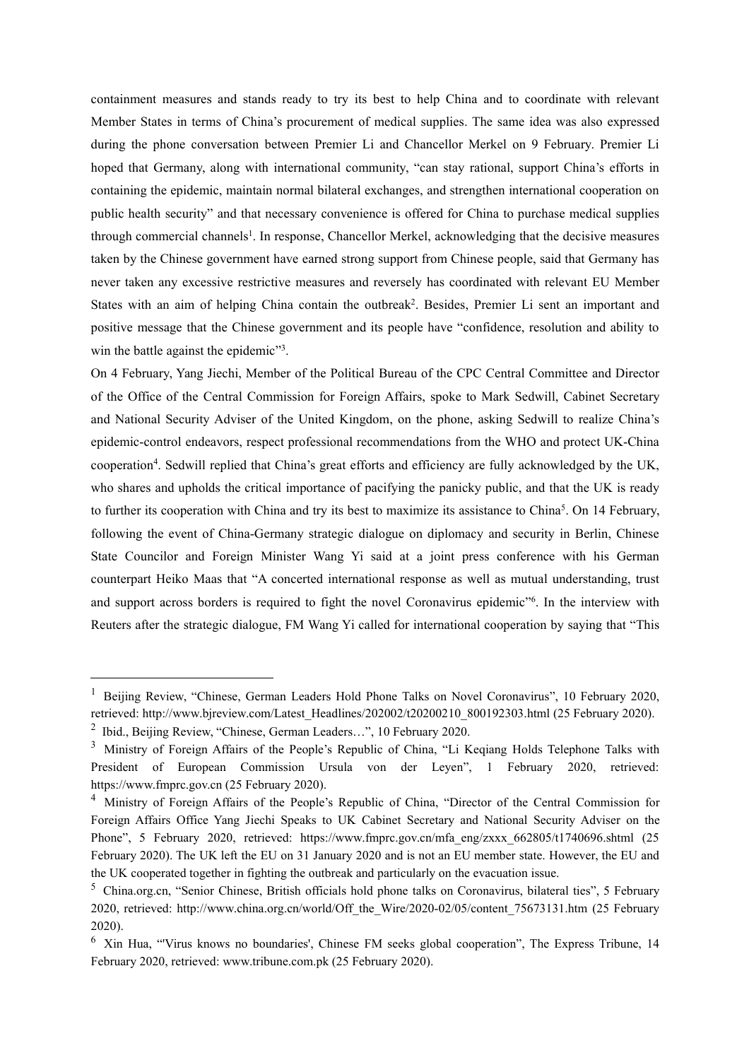containment measures and stands ready to try its best to help China and to coordinate with relevant Member States in terms of China's procurement of medical supplies. The same idea was also expressed during the phone conversation between Premier Li and Chancellor Merkel on 9 February. Premier Li hoped that Germany, along with international community, "can stay rational, support China's efforts in containing the epidemic, maintain normal bilateral exchanges, and strengthen international cooperation on public health security" and that necessary convenience is offered for China to purchase medical supplies through commercial channels[1]. In response, Chancellor Merkel, acknowledging that the decisive measures taken by the Chinese government have earned strong support from Chinese people, said that Germany has never taken any excessive restrictive measures and reversely has coordinated with relevant EU Member States with an aim of helping China contain the outbreak[2]. Besides, Premier Li sent an important and positive message that the Chinese government and its people have "confidence, resolution and ability to win the battle against the epidemic"[3].

On 4 February, Yang Jiechi, Member of the Political Bureau of the CPC Central Committee and Director of the Office of the Central Commission for Foreign Affairs, spoke to Mark Sedwill, Cabinet Secretary and National Security Adviser of the United Kingdom, on the phone, asking Sedwill to realize China's epidemic-control endeavors, respect professional recommendations from the WHO and protect UK-China cooperation[4]. Sedwill replied that China's great efforts and efficiency are fully acknowledged by the UK, who shares and upholds the critical importance of pacifying the panicky public, and that the UK is ready to further its cooperation with China and try its best to maximize its assistance to China[5]. On 14 February, following the event of China-Germany strategic dialogue on diplomacy and security in Berlin, Chinese State Councilor and Foreign Minister Wang Yi said at a joint press conference with his German counterpart Heiko Maas that "A concerted international response as well as mutual understanding, trust and support across borders is required to fight the novel Coronavirus epidemic"[6]. In the interview with Reuters after the strategic dialogue, FM Wang Yi called for international cooperation by saying that "This

---

[1] Beijing Review, "Chinese, German Leaders Hold Phone Talks on Novel Coronavirus", 10 February 2020, retrieved: http://www.bjreview.com/Latest_Headlines/202002/t20200210_800192303.html (25 February 2020).

[2] Ibid., Beijing Review, "Chinese, German Leaders…", 10 February 2020.

[3] Ministry of Foreign Affairs of the People's Republic of China, "Li Keqiang Holds Telephone Talks with President of European Commission Ursula von der Leyen", 1 February 2020, retrieved: https://www.fmprc.gov.cn (25 February 2020).

[4] Ministry of Foreign Affairs of the People's Republic of China, "Director of the Central Commission for Foreign Affairs Office Yang Jiechi Speaks to UK Cabinet Secretary and National Security Adviser on the Phone", 5 February 2020, retrieved: https://www.fmprc.gov.cn/mfa_eng/zxxx_662805/t1740696.shtml (25 February 2020). The UK left the EU on 31 January 2020 and is not an EU member state. However, the EU and the UK cooperated together in fighting the outbreak and particularly on the evacuation issue.

[5] China.org.cn, "Senior Chinese, British officials hold phone talks on Coronavirus, bilateral ties", 5 February 2020, retrieved: http://www.china.org.cn/world/Off_the_Wire/2020-02/05/content_75673131.htm (25 February 2020).

[6] Xin Hua, "'Virus knows no boundaries', Chinese FM seeks global cooperation", The Express Tribune, 14 February 2020, retrieved: www.tribune.com.pk (25 February 2020).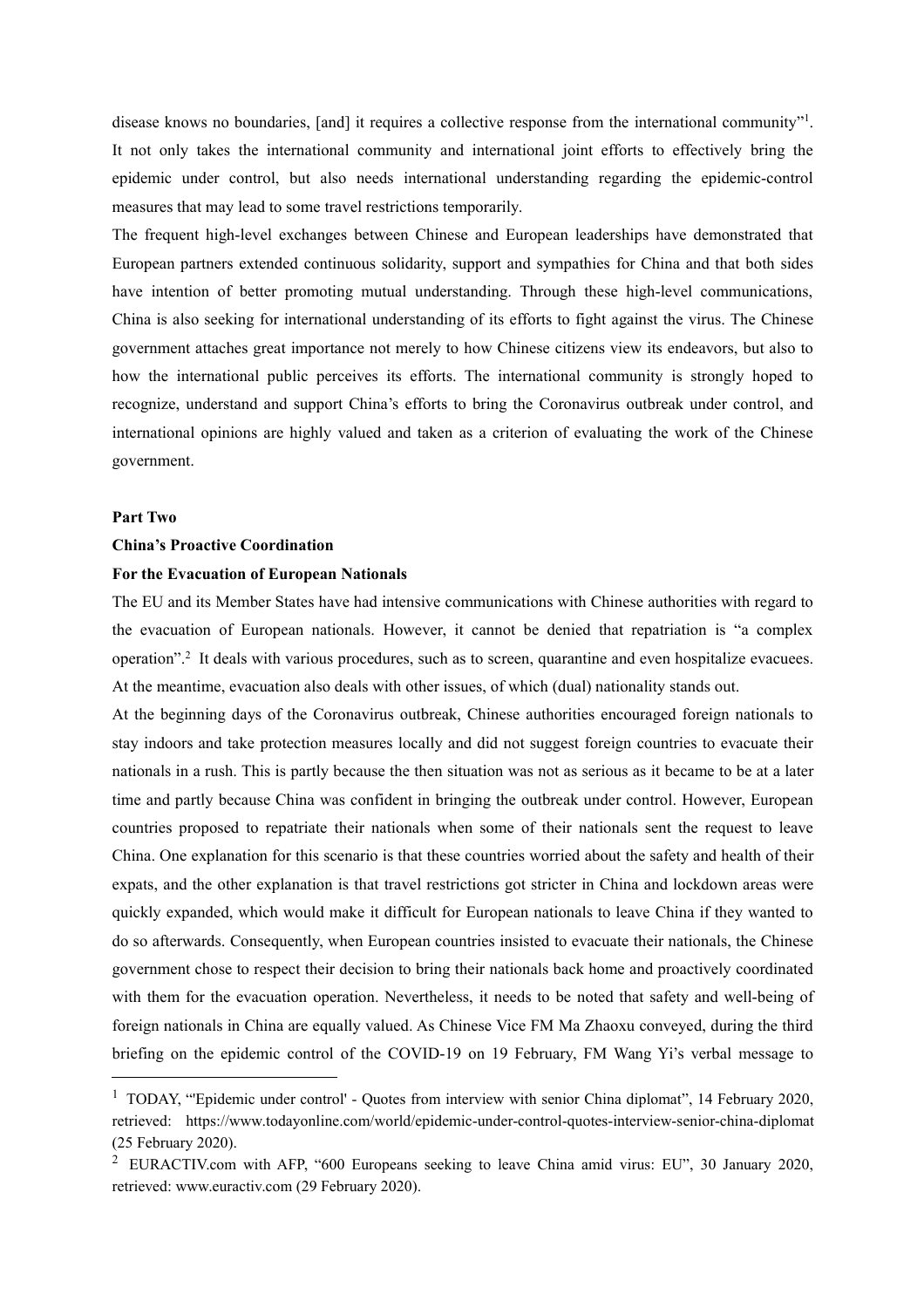disease knows no boundaries, [and] it requires a collective response from the international community"[1]. It not only takes the international community and international joint efforts to effectively bring the epidemic under control, but also needs international understanding regarding the epidemic-control measures that may lead to some travel restrictions temporarily.

The frequent high-level exchanges between Chinese and European leaderships have demonstrated that European partners extended continuous solidarity, support and sympathies for China and that both sides have intention of better promoting mutual understanding. Through these high-level communications, China is also seeking for international understanding of its efforts to fight against the virus. The Chinese government attaches great importance not merely to how Chinese citizens view its endeavors, but also to how the international public perceives its efforts. The international community is strongly hoped to recognize, understand and support China's efforts to bring the Coronavirus outbreak under control, and international opinions are highly valued and taken as a criterion of evaluating the work of the Chinese government.

## Part Two

## China's Proactive Coordination

### For the Evacuation of European Nationals

The EU and its Member States have had intensive communications with Chinese authorities with regard to the evacuation of European nationals. However, it cannot be denied that repatriation is "a complex operation".[2] It deals with various procedures, such as to screen, quarantine and even hospitalize evacuees. At the meantime, evacuation also deals with other issues, of which (dual) nationality stands out.

At the beginning days of the Coronavirus outbreak, Chinese authorities encouraged foreign nationals to stay indoors and take protection measures locally and did not suggest foreign countries to evacuate their nationals in a rush. This is partly because the then situation was not as serious as it became to be at a later time and partly because China was confident in bringing the outbreak under control. However, European countries proposed to repatriate their nationals when some of their nationals sent the request to leave China. One explanation for this scenario is that these countries worried about the safety and health of their expats, and the other explanation is that travel restrictions got stricter in China and lockdown areas were quickly expanded, which would make it difficult for European nationals to leave China if they wanted to do so afterwards. Consequently, when European countries insisted to evacuate their nationals, the Chinese government chose to respect their decision to bring their nationals back home and proactively coordinated with them for the evacuation operation. Nevertheless, it needs to be noted that safety and well-being of foreign nationals in China are equally valued. As Chinese Vice FM Ma Zhaoxu conveyed, during the third briefing on the epidemic control of the COVID-19 on 19 February, FM Wang Yi's verbal message to

---

[1] TODAY, "'Epidemic under control' - Quotes from interview with senior China diplomat", 14 February 2020, retrieved: https://www.todayonline.com/world/epidemic-under-control-quotes-interview-senior-china-diplomat (25 February 2020).

[2] EURACTIV.com with AFP, "600 Europeans seeking to leave China amid virus: EU", 30 January 2020, retrieved: www.euractiv.com (29 February 2020).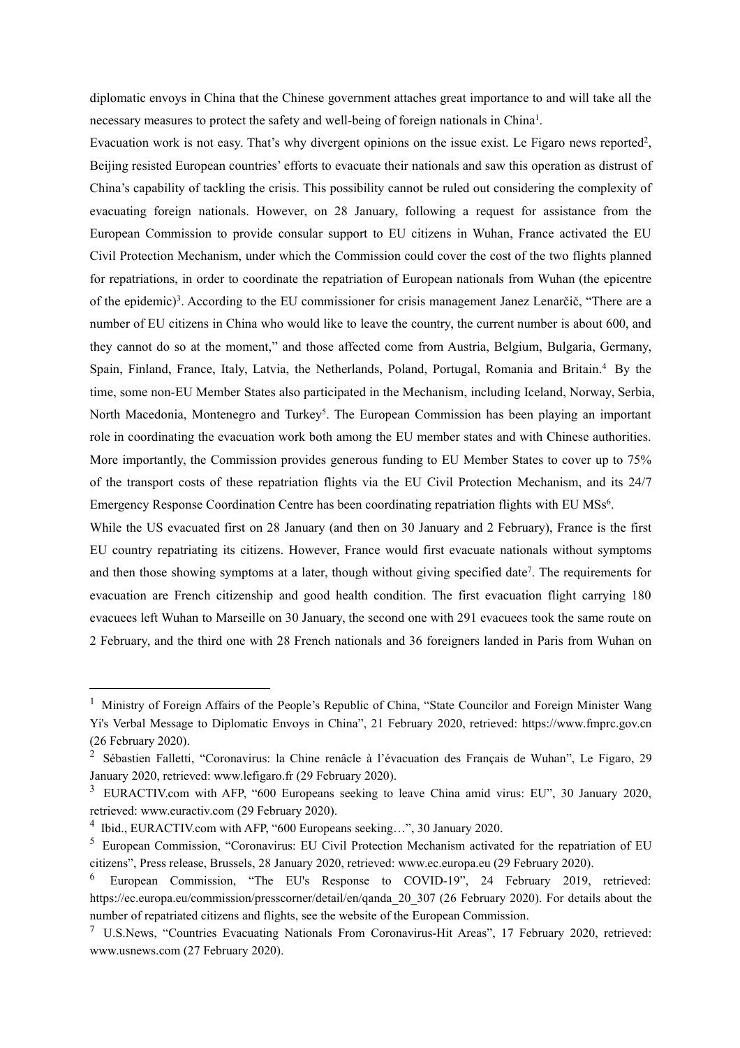diplomatic envoys in China that the Chinese government attaches great importance to and will take all the necessary measures to protect the safety and well-being of foreign nationals in China[1].

Evacuation work is not easy. That's why divergent opinions on the issue exist. Le Figaro news reported[2], Beijing resisted European countries' efforts to evacuate their nationals and saw this operation as distrust of China's capability of tackling the crisis. This possibility cannot be ruled out considering the complexity of evacuating foreign nationals. However, on 28 January, following a request for assistance from the European Commission to provide consular support to EU citizens in Wuhan, France activated the EU Civil Protection Mechanism, under which the Commission could cover the cost of the two flights planned for repatriations, in order to coordinate the repatriation of European nationals from Wuhan (the epicentre of the epidemic)[3]. According to the EU commissioner for crisis management Janez Lenarčič, "There are a number of EU citizens in China who would like to leave the country, the current number is about 600, and they cannot do so at the moment," and those affected come from Austria, Belgium, Bulgaria, Germany, Spain, Finland, France, Italy, Latvia, the Netherlands, Poland, Portugal, Romania and Britain.[4] By the time, some non-EU Member States also participated in the Mechanism, including Iceland, Norway, Serbia, North Macedonia, Montenegro and Turkey[5]. The European Commission has been playing an important role in coordinating the evacuation work both among the EU member states and with Chinese authorities. More importantly, the Commission provides generous funding to EU Member States to cover up to 75% of the transport costs of these repatriation flights via the EU Civil Protection Mechanism, and its 24/7 Emergency Response Coordination Centre has been coordinating repatriation flights with EU MSs[6].

While the US evacuated first on 28 January (and then on 30 January and 2 February), France is the first EU country repatriating its citizens. However, France would first evacuate nationals without symptoms and then those showing symptoms at a later, though without giving specified date[7]. The requirements for evacuation are French citizenship and good health condition. The first evacuation flight carrying 180 evacuees left Wuhan to Marseille on 30 January, the second one with 291 evacuees took the same route on 2 February, and the third one with 28 French nationals and 36 foreigners landed in Paris from Wuhan on

---

[1] Ministry of Foreign Affairs of the People's Republic of China, "State Councilor and Foreign Minister Wang Yi's Verbal Message to Diplomatic Envoys in China", 21 February 2020, retrieved: https://www.fmprc.gov.cn (26 February 2020).

[2] Sébastien Falletti, "Coronavirus: la Chine renâcle à l'évacuation des Français de Wuhan", Le Figaro, 29 January 2020, retrieved: www.lefigaro.fr (29 February 2020).

[3] EURACTIV.com with AFP, "600 Europeans seeking to leave China amid virus: EU", 30 January 2020, retrieved: www.euractiv.com (29 February 2020).

[4] Ibid., EURACTIV.com with AFP, "600 Europeans seeking…", 30 January 2020.

[5] European Commission, "Coronavirus: EU Civil Protection Mechanism activated for the repatriation of EU citizens", Press release, Brussels, 28 January 2020, retrieved: www.ec.europa.eu (29 February 2020).

[6] European Commission, "The EU's Response to COVID-19", 24 February 2019, retrieved: https://ec.europa.eu/commission/presscorner/detail/en/qanda_20_307 (26 February 2020). For details about the number of repatriated citizens and flights, see the website of the European Commission.

[7] U.S.News, "Countries Evacuating Nationals From Coronavirus-Hit Areas", 17 February 2020, retrieved: www.usnews.com (27 February 2020).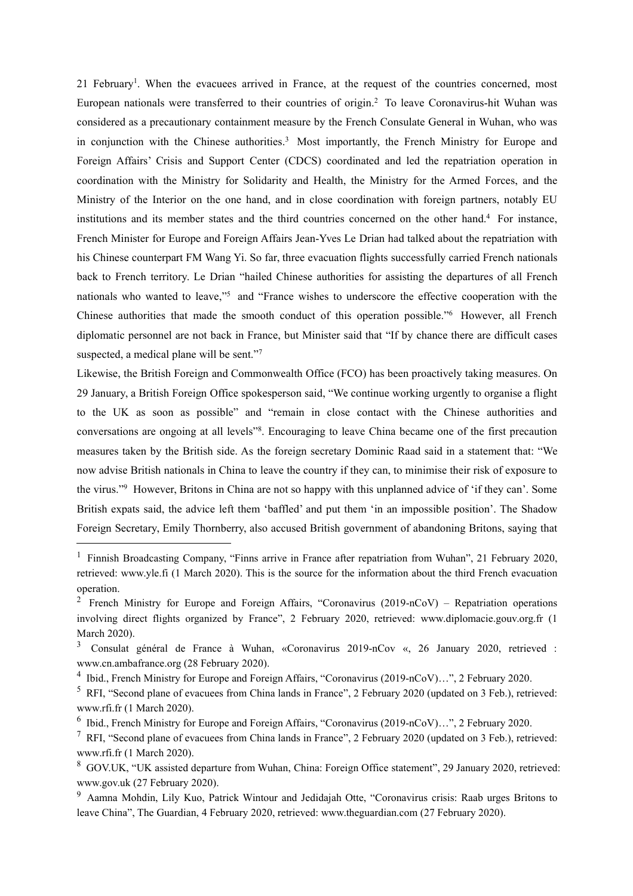21 February[1]. When the evacuees arrived in France, at the request of the countries concerned, most European nationals were transferred to their countries of origin.[2] To leave Coronavirus-hit Wuhan was considered as a precautionary containment measure by the French Consulate General in Wuhan, who was in conjunction with the Chinese authorities.[3] Most importantly, the French Ministry for Europe and Foreign Affairs' Crisis and Support Center (CDCS) coordinated and led the repatriation operation in coordination with the Ministry for Solidarity and Health, the Ministry for the Armed Forces, and the Ministry of the Interior on the one hand, and in close coordination with foreign partners, notably EU institutions and its member states and the third countries concerned on the other hand.[4] For instance, French Minister for Europe and Foreign Affairs Jean-Yves Le Drian had talked about the repatriation with his Chinese counterpart FM Wang Yi. So far, three evacuation flights successfully carried French nationals back to French territory. Le Drian "hailed Chinese authorities for assisting the departures of all French nationals who wanted to leave,"[5] and "France wishes to underscore the effective cooperation with the Chinese authorities that made the smooth conduct of this operation possible."[6] However, all French diplomatic personnel are not back in France, but Minister said that "If by chance there are difficult cases suspected, a medical plane will be sent."[7]

Likewise, the British Foreign and Commonwealth Office (FCO) has been proactively taking measures. On 29 January, a British Foreign Office spokesperson said, "We continue working urgently to organise a flight to the UK as soon as possible" and "remain in close contact with the Chinese authorities and conversations are ongoing at all levels"[8]. Encouraging to leave China became one of the first precaution measures taken by the British side. As the foreign secretary Dominic Raad said in a statement that: "We now advise British nationals in China to leave the country if they can, to minimise their risk of exposure to the virus."[9] However, Britons in China are not so happy with this unplanned advice of 'if they can'. Some British expats said, the advice left them 'baffled' and put them 'in an impossible position'. The Shadow Foreign Secretary, Emily Thornberry, also accused British government of abandoning Britons, saying that

---

[1] Finnish Broadcasting Company, "Finns arrive in France after repatriation from Wuhan", 21 February 2020, retrieved: www.yle.fi (1 March 2020). This is the source for the information about the third French evacuation operation.

[2] French Ministry for Europe and Foreign Affairs, "Coronavirus (2019-nCoV) – Repatriation operations involving direct flights organized by France", 2 February 2020, retrieved: www.diplomacie.gouv.org.fr (1 March 2020).

[3] Consulat général de France à Wuhan, «Coronavirus 2019-nCov «, 26 January 2020, retrieved : www.cn.ambafrance.org (28 February 2020).

[4] Ibid., French Ministry for Europe and Foreign Affairs, "Coronavirus (2019-nCoV)…", 2 February 2020.

[5] RFI, "Second plane of evacuees from China lands in France", 2 February 2020 (updated on 3 Feb.), retrieved: www.rfi.fr (1 March 2020).

[6] Ibid., French Ministry for Europe and Foreign Affairs, "Coronavirus (2019-nCoV)…", 2 February 2020.

[7] RFI, "Second plane of evacuees from China lands in France", 2 February 2020 (updated on 3 Feb.), retrieved: www.rfi.fr (1 March 2020).

[8] GOV.UK, "UK assisted departure from Wuhan, China: Foreign Office statement", 29 January 2020, retrieved: www.gov.uk (27 February 2020).

[9] Aamna Mohdin, Lily Kuo, Patrick Wintour and Jedidajah Otte, "Coronavirus crisis: Raab urges Britons to leave China", The Guardian, 4 February 2020, retrieved: www.theguardian.com (27 February 2020).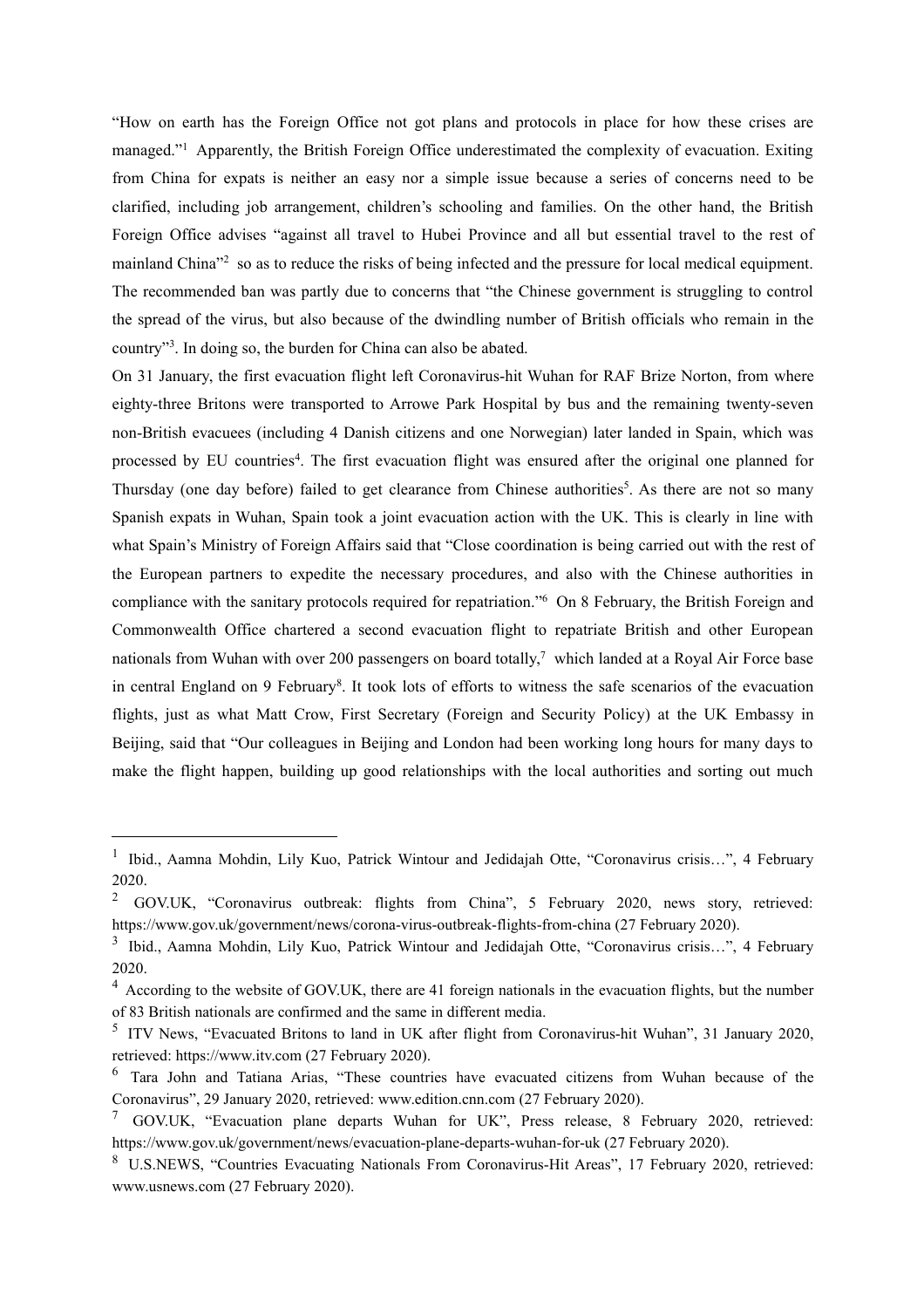"How on earth has the Foreign Office not got plans and protocols in place for how these crises are managed."[1] Apparently, the British Foreign Office underestimated the complexity of evacuation. Exiting from China for expats is neither an easy nor a simple issue because a series of concerns need to be clarified, including job arrangement, children's schooling and families. On the other hand, the British Foreign Office advises "against all travel to Hubei Province and all but essential travel to the rest of mainland China"[2] so as to reduce the risks of being infected and the pressure for local medical equipment. The recommended ban was partly due to concerns that "the Chinese government is struggling to control the spread of the virus, but also because of the dwindling number of British officials who remain in the country"[3]. In doing so, the burden for China can also be abated.

On 31 January, the first evacuation flight left Coronavirus-hit Wuhan for RAF Brize Norton, from where eighty-three Britons were transported to Arrowe Park Hospital by bus and the remaining twenty-seven non-British evacuees (including 4 Danish citizens and one Norwegian) later landed in Spain, which was processed by EU countries[4]. The first evacuation flight was ensured after the original one planned for Thursday (one day before) failed to get clearance from Chinese authorities[5]. As there are not so many Spanish expats in Wuhan, Spain took a joint evacuation action with the UK. This is clearly in line with what Spain's Ministry of Foreign Affairs said that "Close coordination is being carried out with the rest of the European partners to expedite the necessary procedures, and also with the Chinese authorities in compliance with the sanitary protocols required for repatriation."[6] On 8 February, the British Foreign and Commonwealth Office chartered a second evacuation flight to repatriate British and other European nationals from Wuhan with over 200 passengers on board totally,[7] which landed at a Royal Air Force base in central England on 9 February[8]. It took lots of efforts to witness the safe scenarios of the evacuation flights, just as what Matt Crow, First Secretary (Foreign and Security Policy) at the UK Embassy in Beijing, said that "Our colleagues in Beijing and London had been working long hours for many days to make the flight happen, building up good relationships with the local authorities and sorting out much

---

[1] Ibid., Aamna Mohdin, Lily Kuo, Patrick Wintour and Jedidajah Otte, "Coronavirus crisis…", 4 February 2020.

[2] GOV.UK, "Coronavirus outbreak: flights from China", 5 February 2020, news story, retrieved: https://www.gov.uk/government/news/corona-virus-outbreak-flights-from-china (27 February 2020).

[3] Ibid., Aamna Mohdin, Lily Kuo, Patrick Wintour and Jedidajah Otte, "Coronavirus crisis…", 4 February 2020.

[4] According to the website of GOV.UK, there are 41 foreign nationals in the evacuation flights, but the number of 83 British nationals are confirmed and the same in different media.

[5] ITV News, "Evacuated Britons to land in UK after flight from Coronavirus-hit Wuhan", 31 January 2020, retrieved: https://www.itv.com (27 February 2020).

[6] Tara John and Tatiana Arias, "These countries have evacuated citizens from Wuhan because of the Coronavirus", 29 January 2020, retrieved: www.edition.cnn.com (27 February 2020).

[7] GOV.UK, "Evacuation plane departs Wuhan for UK", Press release, 8 February 2020, retrieved: https://www.gov.uk/government/news/evacuation-plane-departs-wuhan-for-uk (27 February 2020).

[8] U.S.NEWS, "Countries Evacuating Nationals From Coronavirus-Hit Areas", 17 February 2020, retrieved: www.usnews.com (27 February 2020).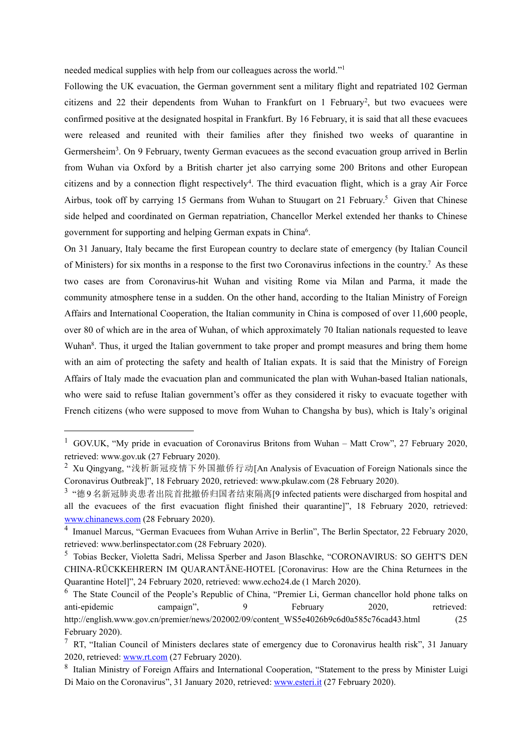needed medical supplies with help from our colleagues across the world."[1]

Following the UK evacuation, the German government sent a military flight and repatriated 102 German citizens and 22 their dependents from Wuhan to Frankfurt on 1 February[2], but two evacuees were confirmed positive at the designated hospital in Frankfurt. By 16 February, it is said that all these evacuees were released and reunited with their families after they finished two weeks of quarantine in Germersheim[3]. On 9 February, twenty German evacuees as the second evacuation group arrived in Berlin from Wuhan via Oxford by a British charter jet also carrying some 200 Britons and other European citizens and by a connection flight respectively[4]. The third evacuation flight, which is a gray Air Force Airbus, took off by carrying 15 Germans from Wuhan to Stuugart on 21 February.[5] Given that Chinese side helped and coordinated on German repatriation, Chancellor Merkel extended her thanks to Chinese government for supporting and helping German expats in China[6].

On 31 January, Italy became the first European country to declare state of emergency (by Italian Council of Ministers) for six months in a response to the first two Coronavirus infections in the country.[7] As these two cases are from Coronavirus-hit Wuhan and visiting Rome via Milan and Parma, it made the community atmosphere tense in a sudden. On the other hand, according to the Italian Ministry of Foreign Affairs and International Cooperation, the Italian community in China is composed of over 11,600 people, over 80 of which are in the area of Wuhan, of which approximately 70 Italian nationals requested to leave Wuhan[8]. Thus, it urged the Italian government to take proper and prompt measures and bring them home with an aim of protecting the safety and health of Italian expats. It is said that the Ministry of Foreign Affairs of Italy made the evacuation plan and communicated the plan with Wuhan-based Italian nationals, who were said to refuse Italian government's offer as they considered it risky to evacuate together with French citizens (who were supposed to move from Wuhan to Changsha by bus), which is Italy's original

---

[1] GOV.UK, "My pride in evacuation of Coronavirus Britons from Wuhan – Matt Crow", 27 February 2020, retrieved: www.gov.uk (27 February 2020).

[2] Xu Qingyang, "浅析新冠疫情下外国撤侨行动[An Analysis of Evacuation of Foreign Nationals since the Coronavirus Outbreak]", 18 February 2020, retrieved: www.pkulaw.com (28 February 2020).

[3] "德9名新冠肺炎患者出院首批撤侨归国者结束隔离[9 infected patients were discharged from hospital and all the evacuees of the first evacuation flight finished their quarantine]", 18 February 2020, retrieved: www.chinanews.com (28 February 2020).

[4] Imanuel Marcus, "German Evacuees from Wuhan Arrive in Berlin", The Berlin Spectator, 22 February 2020, retrieved: www.berlinspectator.com (28 February 2020).

[5] Tobias Becker, Violetta Sadri, Melissa Sperber and Jason Blaschke, "CORONAVIRUS: SO GEHT'S DEN CHINA-RÜCKKEHRERN IM QUARANTÄNE-HOTEL [Coronavirus: How are the China Returnees in the Quarantine Hotel]", 24 February 2020, retrieved: www.echo24.de (1 March 2020).

[6] The State Council of the People's Republic of China, "Premier Li, German chancellor hold phone talks on anti-epidemic campaign", 9 February 2020, retrieved: http://english.www.gov.cn/premier/news/202002/09/content_WS5e4026b9c6d0a585c76cad43.html (25 February 2020).

[7] RT, "Italian Council of Ministers declares state of emergency due to Coronavirus health risk", 31 January 2020, retrieved: www.rt.com (27 February 2020).

[8] Italian Ministry of Foreign Affairs and International Cooperation, "Statement to the press by Minister Luigi Di Maio on the Coronavirus", 31 January 2020, retrieved: www.esteri.it (27 February 2020).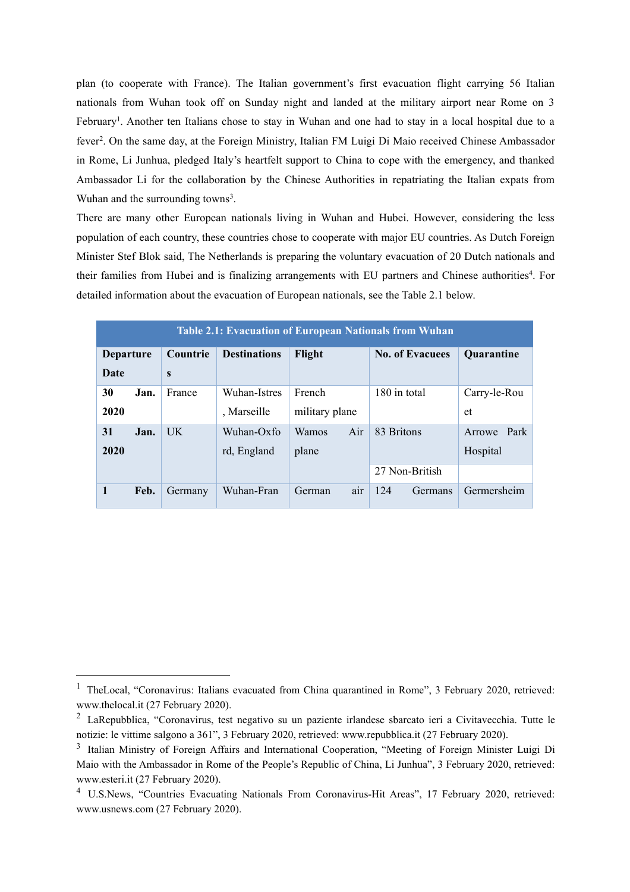plan (to cooperate with France). The Italian government's first evacuation flight carrying 56 Italian nationals from Wuhan took off on Sunday night and landed at the military airport near Rome on 3 February[1]. Another ten Italians chose to stay in Wuhan and one had to stay in a local hospital due to a fever[2]. On the same day, at the Foreign Ministry, Italian FM Luigi Di Maio received Chinese Ambassador in Rome, Li Junhua, pledged Italy's heartfelt support to China to cope with the emergency, and thanked Ambassador Li for the collaboration by the Chinese Authorities in repatriating the Italian expats from Wuhan and the surrounding towns[3].

There are many other European nationals living in Wuhan and Hubei. However, considering the less population of each country, these countries chose to cooperate with major EU countries. As Dutch Foreign Minister Stef Blok said, The Netherlands is preparing the voluntary evacuation of 20 Dutch nationals and their families from Hubei and is finalizing arrangements with EU partners and Chinese authorities[4]. For detailed information about the evacuation of European nationals, see the Table 2.1 below.

**Table 2.1: Evacuation of European Nationals from Wuhan**

| Departure Date | Countries | Destinations | Flight | No. of Evacuees | Quarantine |
|---|---|---|---|---|---|
| **30 Jan. 2020** | France | Wuhan-Istres, Marseille | French military plane | 180 in total | Carry-le-Rouet |
| **31 Jan. 2020** | UK | Wuhan-Oxford, England | Wamos Air plane | 83 Britons | Arrowe Park Hospital |
| | | | | 27 Non-British | |
| **1 Feb.** | Germany | Wuhan-Fran | German air | 124 Germans | Germersheim |

[1] TheLocal, "Coronavirus: Italians evacuated from China quarantined in Rome", 3 February 2020, retrieved: www.thelocal.it (27 February 2020).

[2] LaRepubblica, "Coronavirus, test negativo su un paziente irlandese sbarcato ieri a Civitavecchia. Tutte le notizie: le vittime salgono a 361", 3 February 2020, retrieved: www.repubblica.it (27 February 2020).

[3] Italian Ministry of Foreign Affairs and International Cooperation, "Meeting of Foreign Minister Luigi Di Maio with the Ambassador in Rome of the People's Republic of China, Li Junhua", 3 February 2020, retrieved: www.esteri.it (27 February 2020).

[4] U.S.News, "Countries Evacuating Nationals From Coronavirus-Hit Areas", 17 February 2020, retrieved: www.usnews.com (27 February 2020).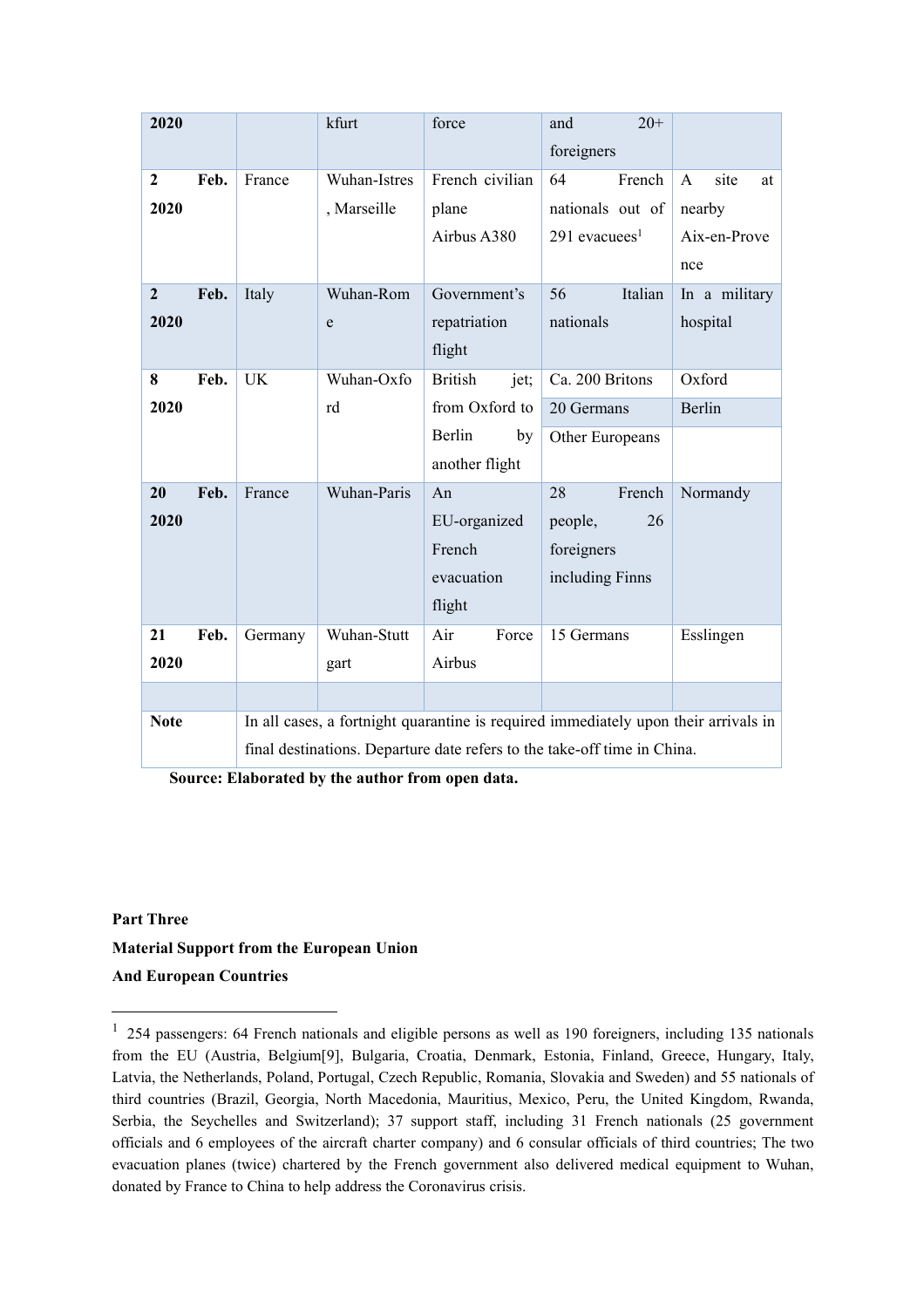| 2020 | | kfurt | force | and 20+ foreigners | |
|---|---|---|---|---|---|
| 2 Feb. 2020 | France | Wuhan-Istres, Marseille | French civilian plane Airbus A380 | 64 French nationals out of 291 evacuees[1] | A site at nearby Aix-en-Provence |
| 2 Feb. 2020 | Italy | Wuhan-Rome | Government's repatriation flight | 56 Italian nationals | In a military hospital |
| 8 Feb. 2020 | UK | Wuhan-Oxford | British jet; from Oxford to Berlin by another flight | Ca. 200 Britons | Oxford |
| | | | | 20 Germans | Berlin |
| | | | | Other Europeans | |
| 20 Feb. 2020 | France | Wuhan-Paris | An EU-organized French evacuation flight | 28 French people, 26 foreigners including Finns | Normandy |
| 21 Feb. 2020 | Germany | Wuhan-Stuttgart | Air Force Airbus | 15 Germans | Esslingen |
| | | | | | |
| **Note** | In all cases, a fortnight quarantine is required immediately upon their arrivals in final destinations. Departure date refers to the take-off time in China. | | | | |

**Source: Elaborated by the author from open data.**

**Part Three**

**Material Support from the European Union And European Countries**

[1] 254 passengers: 64 French nationals and eligible persons as well as 190 foreigners, including 135 nationals from the EU (Austria, Belgium[9], Bulgaria, Croatia, Denmark, Estonia, Finland, Greece, Hungary, Italy, Latvia, the Netherlands, Poland, Portugal, Czech Republic, Romania, Slovakia and Sweden) and 55 nationals of third countries (Brazil, Georgia, North Macedonia, Mauritius, Mexico, Peru, the United Kingdom, Rwanda, Serbia, the Seychelles and Switzerland); 37 support staff, including 31 French nationals (25 government officials and 6 employees of the aircraft charter company) and 6 consular officials of third countries; The two evacuation planes (twice) chartered by the French government also delivered medical equipment to Wuhan, donated by France to China to help address the Coronavirus crisis.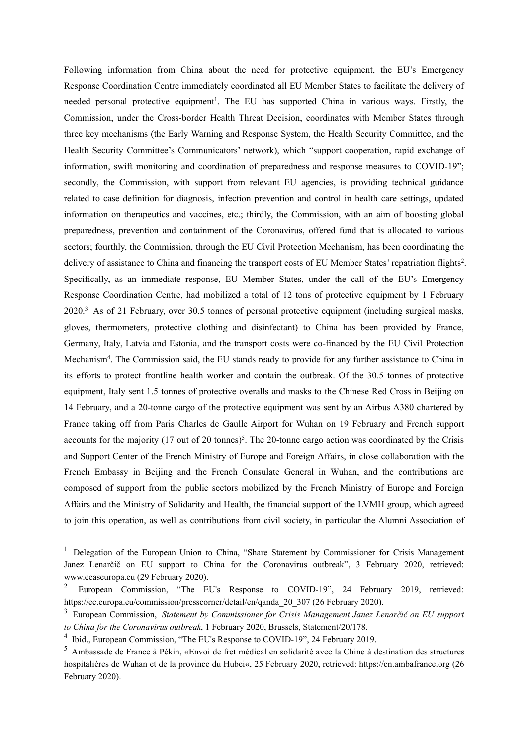Following information from China about the need for protective equipment, the EU's Emergency Response Coordination Centre immediately coordinated all EU Member States to facilitate the delivery of needed personal protective equipment[1]. The EU has supported China in various ways. Firstly, the Commission, under the Cross-border Health Threat Decision, coordinates with Member States through three key mechanisms (the Early Warning and Response System, the Health Security Committee, and the Health Security Committee's Communicators' network), which "support cooperation, rapid exchange of information, swift monitoring and coordination of preparedness and response measures to COVID-19"; secondly, the Commission, with support from relevant EU agencies, is providing technical guidance related to case definition for diagnosis, infection prevention and control in health care settings, updated information on therapeutics and vaccines, etc.; thirdly, the Commission, with an aim of boosting global preparedness, prevention and containment of the Coronavirus, offered fund that is allocated to various sectors; fourthly, the Commission, through the EU Civil Protection Mechanism, has been coordinating the delivery of assistance to China and financing the transport costs of EU Member States' repatriation flights[2]. Specifically, as an immediate response, EU Member States, under the call of the EU's Emergency Response Coordination Centre, had mobilized a total of 12 tons of protective equipment by 1 February 2020.[3] As of 21 February, over 30.5 tonnes of personal protective equipment (including surgical masks, gloves, thermometers, protective clothing and disinfectant) to China has been provided by France, Germany, Italy, Latvia and Estonia, and the transport costs were co-financed by the EU Civil Protection Mechanism[4]. The Commission said, the EU stands ready to provide for any further assistance to China in its efforts to protect frontline health worker and contain the outbreak. Of the 30.5 tonnes of protective equipment, Italy sent 1.5 tonnes of protective overalls and masks to the Chinese Red Cross in Beijing on 14 February, and a 20-tonne cargo of the protective equipment was sent by an Airbus A380 chartered by France taking off from Paris Charles de Gaulle Airport for Wuhan on 19 February and French support accounts for the majority (17 out of 20 tonnes)[5]. The 20-tonne cargo action was coordinated by the Crisis and Support Center of the French Ministry of Europe and Foreign Affairs, in close collaboration with the French Embassy in Beijing and the French Consulate General in Wuhan, and the contributions are composed of support from the public sectors mobilized by the French Ministry of Europe and Foreign Affairs and the Ministry of Solidarity and Health, the financial support of the LVMH group, which agreed to join this operation, as well as contributions from civil society, in particular the Alumni Association of

---

[1] Delegation of the European Union to China, "Share Statement by Commissioner for Crisis Management Janez Lenarčič on EU support to China for the Coronavirus outbreak", 3 February 2020, retrieved: www.eeaseuropa.eu (29 February 2020).

[2] European Commission, "The EU's Response to COVID-19", 24 February 2019, retrieved: https://ec.europa.eu/commission/presscorner/detail/en/qanda_20_307 (26 February 2020).

[3] European Commission, *Statement by Commissioner for Crisis Management Janez Lenarčič on EU support to China for the Coronavirus outbreak*, 1 February 2020, Brussels, Statement/20/178.

[4] Ibid., European Commission, "The EU's Response to COVID-19", 24 February 2019.

[5] Ambassade de France à Pékin, «Envoi de fret médical en solidarité avec la Chine à destination des structures hospitalières de Wuhan et de la province du Hubei«, 25 February 2020, retrieved: https://cn.ambafrance.org (26 February 2020).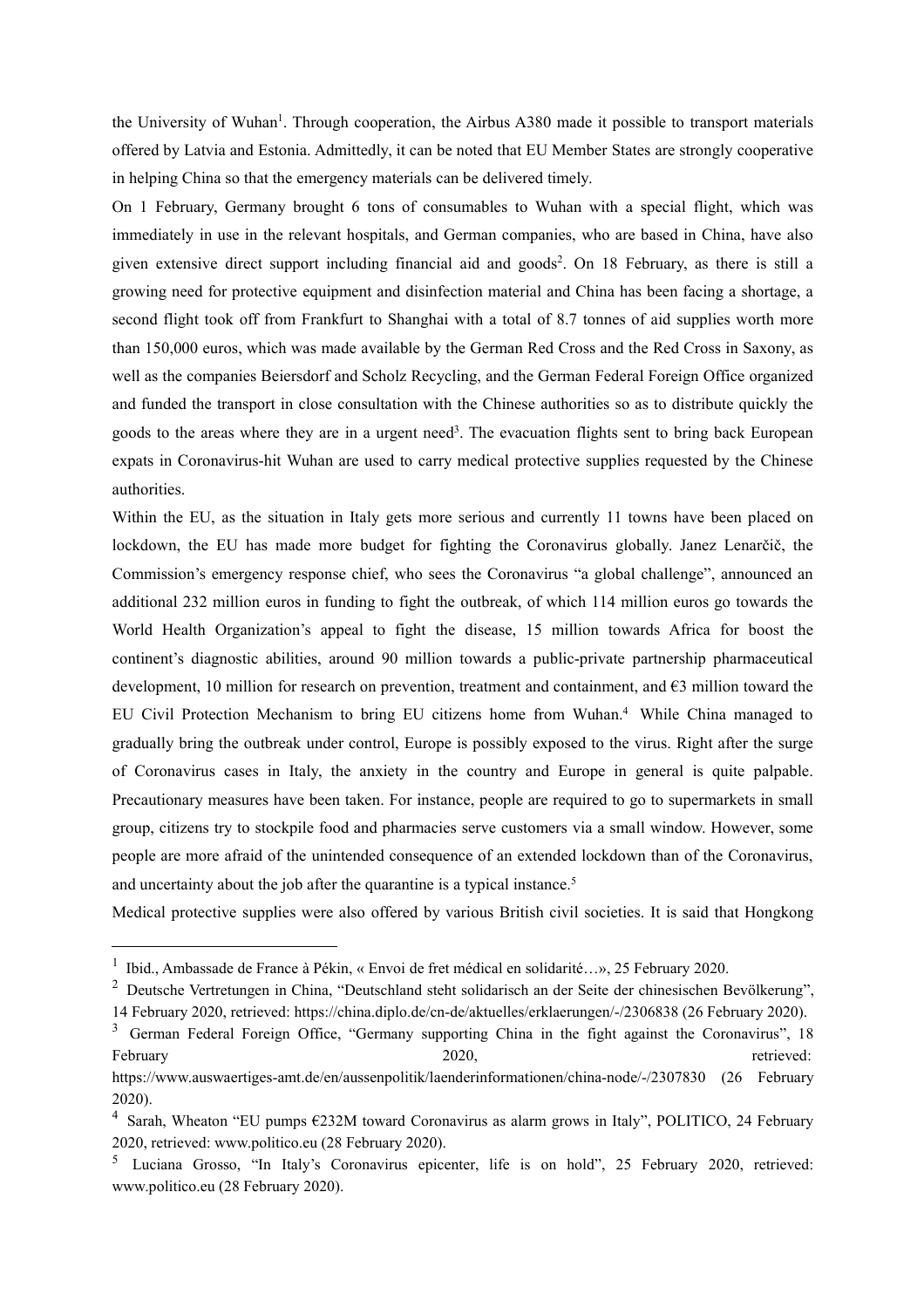the University of Wuhan[1]. Through cooperation, the Airbus A380 made it possible to transport materials offered by Latvia and Estonia. Admittedly, it can be noted that EU Member States are strongly cooperative in helping China so that the emergency materials can be delivered timely.

On 1 February, Germany brought 6 tons of consumables to Wuhan with a special flight, which was immediately in use in the relevant hospitals, and German companies, who are based in China, have also given extensive direct support including financial aid and goods[2]. On 18 February, as there is still a growing need for protective equipment and disinfection material and China has been facing a shortage, a second flight took off from Frankfurt to Shanghai with a total of 8.7 tonnes of aid supplies worth more than 150,000 euros, which was made available by the German Red Cross and the Red Cross in Saxony, as well as the companies Beiersdorf and Scholz Recycling, and the German Federal Foreign Office organized and funded the transport in close consultation with the Chinese authorities so as to distribute quickly the goods to the areas where they are in a urgent need[3]. The evacuation flights sent to bring back European expats in Coronavirus-hit Wuhan are used to carry medical protective supplies requested by the Chinese authorities.

Within the EU, as the situation in Italy gets more serious and currently 11 towns have been placed on lockdown, the EU has made more budget for fighting the Coronavirus globally. Janez Lenarčič, the Commission's emergency response chief, who sees the Coronavirus "a global challenge", announced an additional 232 million euros in funding to fight the outbreak, of which 114 million euros go towards the World Health Organization's appeal to fight the disease, 15 million towards Africa for boost the continent's diagnostic abilities, around 90 million towards a public-private partnership pharmaceutical development, 10 million for research on prevention, treatment and containment, and €3 million toward the EU Civil Protection Mechanism to bring EU citizens home from Wuhan.[4] While China managed to gradually bring the outbreak under control, Europe is possibly exposed to the virus. Right after the surge of Coronavirus cases in Italy, the anxiety in the country and Europe in general is quite palpable. Precautionary measures have been taken. For instance, people are required to go to supermarkets in small group, citizens try to stockpile food and pharmacies serve customers via a small window. However, some people are more afraid of the unintended consequence of an extended lockdown than of the Coronavirus, and uncertainty about the job after the quarantine is a typical instance.[5]

Medical protective supplies were also offered by various British civil societies. It is said that Hongkong

---

[1] Ibid., Ambassade de France à Pékin, « Envoi de fret médical en solidarité…», 25 February 2020.

[2] Deutsche Vertretungen in China, "Deutschland steht solidarisch an der Seite der chinesischen Bevölkerung", 14 February 2020, retrieved: https://china.diplo.de/cn-de/aktuelles/erklaerungen/-/2306838 (26 February 2020).

[3] German Federal Foreign Office, "Germany supporting China in the fight against the Coronavirus", 18 February 2020, retrieved: https://www.auswaertiges-amt.de/en/aussenpolitik/laenderinformationen/china-node/-/2307830 (26 February 2020).

[4] Sarah, Wheaton "EU pumps €232M toward Coronavirus as alarm grows in Italy", POLITICO, 24 February 2020, retrieved: www.politico.eu (28 February 2020).

[5] Luciana Grosso, "In Italy's Coronavirus epicenter, life is on hold", 25 February 2020, retrieved: www.politico.eu (28 February 2020).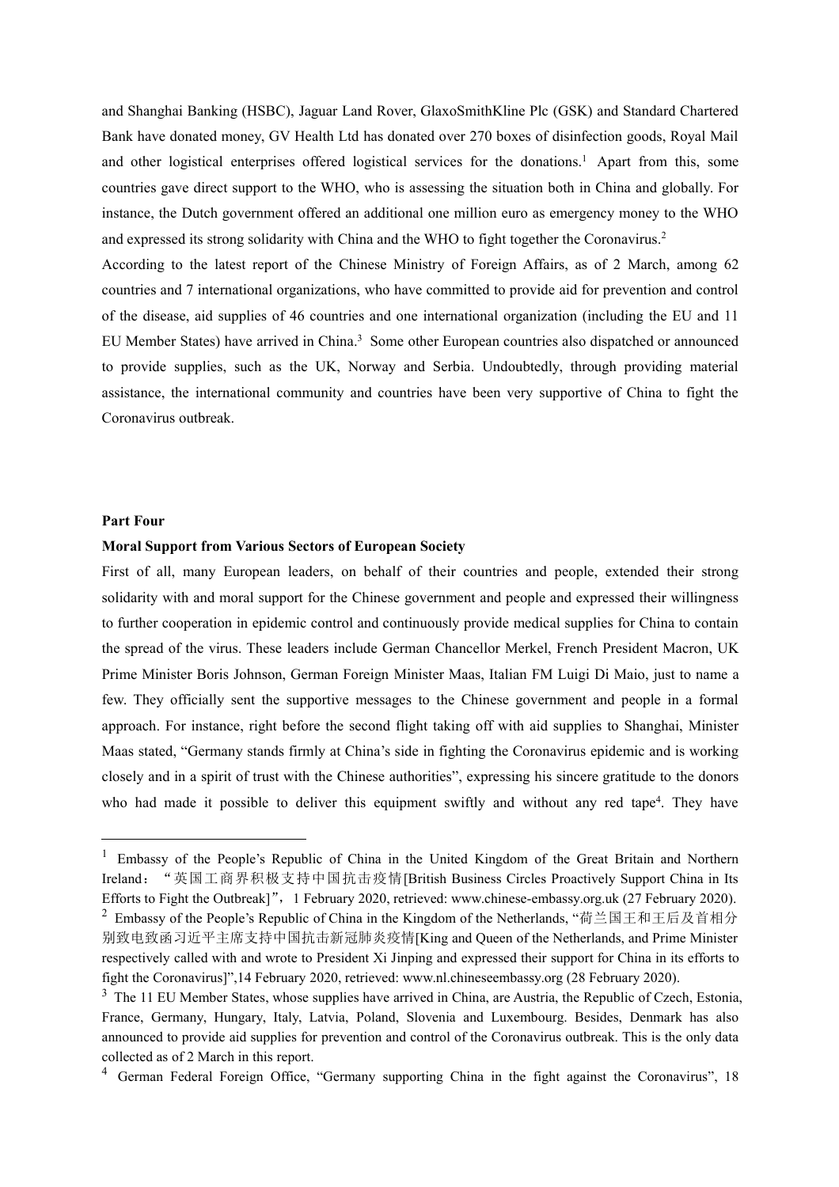and Shanghai Banking (HSBC), Jaguar Land Rover, GlaxoSmithKline Plc (GSK) and Standard Chartered Bank have donated money, GV Health Ltd has donated over 270 boxes of disinfection goods, Royal Mail and other logistical enterprises offered logistical services for the donations.[1] Apart from this, some countries gave direct support to the WHO, who is assessing the situation both in China and globally. For instance, the Dutch government offered an additional one million euro as emergency money to the WHO and expressed its strong solidarity with China and the WHO to fight together the Coronavirus.[2]

According to the latest report of the Chinese Ministry of Foreign Affairs, as of 2 March, among 62 countries and 7 international organizations, who have committed to provide aid for prevention and control of the disease, aid supplies of 46 countries and one international organization (including the EU and 11 EU Member States) have arrived in China.[3] Some other European countries also dispatched or announced to provide supplies, such as the UK, Norway and Serbia. Undoubtedly, through providing material assistance, the international community and countries have been very supportive of China to fight the Coronavirus outbreak.

**Part Four**

**Moral Support from Various Sectors of European Society**

First of all, many European leaders, on behalf of their countries and people, extended their strong solidarity with and moral support for the Chinese government and people and expressed their willingness to further cooperation in epidemic control and continuously provide medical supplies for China to contain the spread of the virus. These leaders include German Chancellor Merkel, French President Macron, UK Prime Minister Boris Johnson, German Foreign Minister Maas, Italian FM Luigi Di Maio, just to name a few. They officially sent the supportive messages to the Chinese government and people in a formal approach. For instance, right before the second flight taking off with aid supplies to Shanghai, Minister Maas stated, "Germany stands firmly at China's side in fighting the Coronavirus epidemic and is working closely and in a spirit of trust with the Chinese authorities", expressing his sincere gratitude to the donors who had made it possible to deliver this equipment swiftly and without any red tape[4]. They have

---

[1] Embassy of the People's Republic of China in the United Kingdom of the Great Britain and Northern Ireland："英国工商界积极支持中国抗击疫情[British Business Circles Proactively Support China in Its Efforts to Fight the Outbreak]"，1 February 2020, retrieved: www.chinese-embassy.org.uk (27 February 2020).

[2] Embassy of the People's Republic of China in the Kingdom of the Netherlands, "荷兰国王和王后及首相分别致电致函习近平主席支持中国抗击新冠肺炎疫情[King and Queen of the Netherlands, and Prime Minister respectively called with and wrote to President Xi Jinping and expressed their support for China in its efforts to fight the Coronavirus]",14 February 2020, retrieved: www.nl.chineseembassy.org (28 February 2020).

[3] The 11 EU Member States, whose supplies have arrived in China, are Austria, the Republic of Czech, Estonia, France, Germany, Hungary, Italy, Latvia, Poland, Slovenia and Luxembourg. Besides, Denmark has also announced to provide aid supplies for prevention and control of the Coronavirus outbreak. This is the only data collected as of 2 March in this report.

[4] German Federal Foreign Office, "Germany supporting China in the fight against the Coronavirus", 18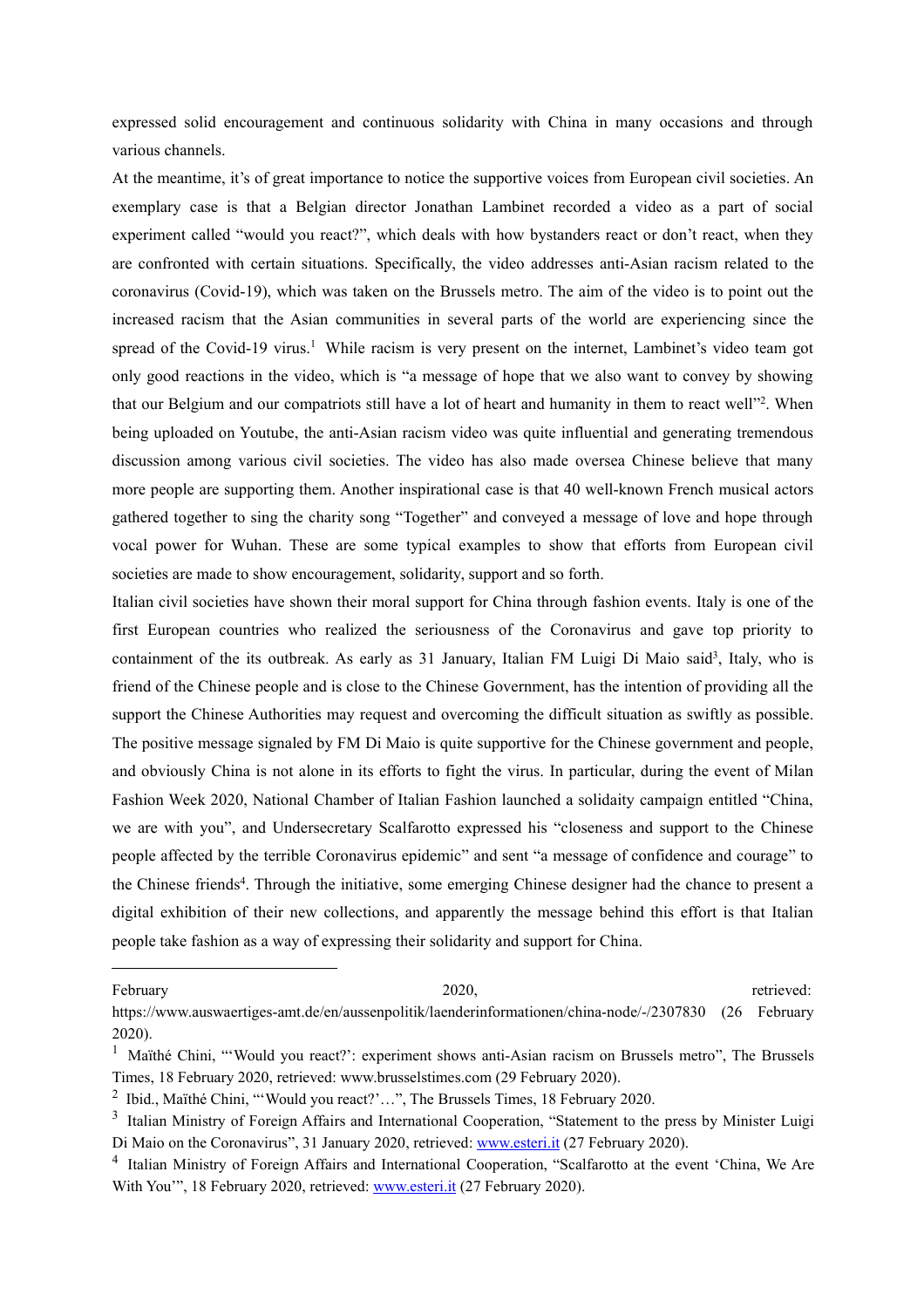expressed solid encouragement and continuous solidarity with China in many occasions and through various channels.

At the meantime, it's of great importance to notice the supportive voices from European civil societies. An exemplary case is that a Belgian director Jonathan Lambinet recorded a video as a part of social experiment called "would you react?", which deals with how bystanders react or don't react, when they are confronted with certain situations. Specifically, the video addresses anti-Asian racism related to the coronavirus (Covid-19), which was taken on the Brussels metro. The aim of the video is to point out the increased racism that the Asian communities in several parts of the world are experiencing since the spread of the Covid-19 virus.[1] While racism is very present on the internet, Lambinet's video team got only good reactions in the video, which is "a message of hope that we also want to convey by showing that our Belgium and our compatriots still have a lot of heart and humanity in them to react well"[2]. When being uploaded on Youtube, the anti-Asian racism video was quite influential and generating tremendous discussion among various civil societies. The video has also made oversea Chinese believe that many more people are supporting them. Another inspirational case is that 40 well-known French musical actors gathered together to sing the charity song "Together" and conveyed a message of love and hope through vocal power for Wuhan. These are some typical examples to show that efforts from European civil societies are made to show encouragement, solidarity, support and so forth.

Italian civil societies have shown their moral support for China through fashion events. Italy is one of the first European countries who realized the seriousness of the Coronavirus and gave top priority to containment of the its outbreak. As early as 31 January, Italian FM Luigi Di Maio said[3], Italy, who is friend of the Chinese people and is close to the Chinese Government, has the intention of providing all the support the Chinese Authorities may request and overcoming the difficult situation as swiftly as possible. The positive message signaled by FM Di Maio is quite supportive for the Chinese government and people, and obviously China is not alone in its efforts to fight the virus. In particular, during the event of Milan Fashion Week 2020, National Chamber of Italian Fashion launched a solidaity campaign entitled "China, we are with you", and Undersecretary Scalfarotto expressed his "closeness and support to the Chinese people affected by the terrible Coronavirus epidemic" and sent "a message of confidence and courage" to the Chinese friends[4]. Through the initiative, some emerging Chinese designer had the chance to present a digital exhibition of their new collections, and apparently the message behind this effort is that Italian people take fashion as a way of expressing their solidarity and support for China.

---

February 2020, retrieved: https://www.auswaertiges-amt.de/en/aussenpolitik/laenderinformationen/china-node/-/2307830 (26 February 2020).

[1] Maïthé Chini, "'Would you react?': experiment shows anti-Asian racism on Brussels metro", The Brussels Times, 18 February 2020, retrieved: www.brusselstimes.com (29 February 2020).

[2] Ibid., Maïthé Chini, "'Would you react?'…", The Brussels Times, 18 February 2020.

[3] Italian Ministry of Foreign Affairs and International Cooperation, "Statement to the press by Minister Luigi Di Maio on the Coronavirus", 31 January 2020, retrieved: www.esteri.it (27 February 2020).

[4] Italian Ministry of Foreign Affairs and International Cooperation, "Scalfarotto at the event 'China, We Are With You'", 18 February 2020, retrieved: www.esteri.it (27 February 2020).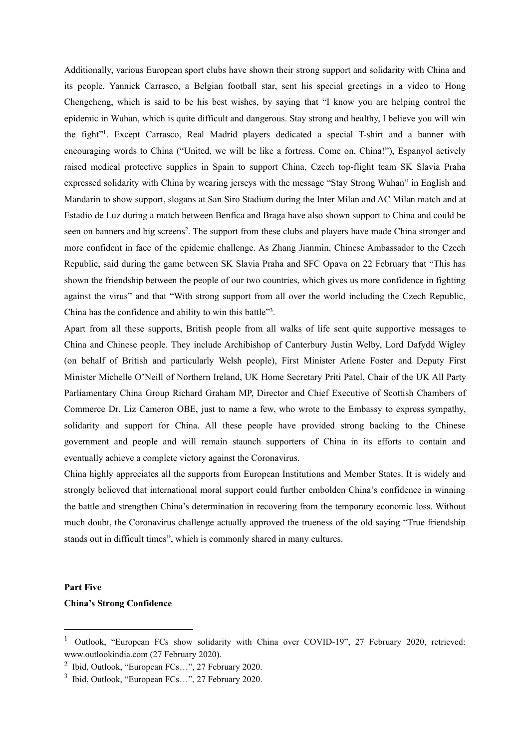Additionally, various European sport clubs have shown their strong support and solidarity with China and its people. Yannick Carrasco, a Belgian football star, sent his special greetings in a video to Hong Chengcheng, which is said to be his best wishes, by saying that "I know you are helping control the epidemic in Wuhan, which is quite difficult and dangerous. Stay strong and healthy, I believe you will win the fight"[1]. Except Carrasco, Real Madrid players dedicated a special T-shirt and a banner with encouraging words to China ("United, we will be like a fortress. Come on, China!"), Espanyol actively raised medical protective supplies in Spain to support China, Czech top-flight team SK Slavia Praha expressed solidarity with China by wearing jerseys with the message "Stay Strong Wuhan" in English and Mandarin to show support, slogans at San Siro Stadium during the Inter Milan and AC Milan match and at Estadio de Luz during a match between Benfica and Braga have also shown support to China and could be seen on banners and big screens[2]. The support from these clubs and players have made China stronger and more confident in face of the epidemic challenge. As Zhang Jianmin, Chinese Ambassador to the Czech Republic, said during the game between SK Slavia Praha and SFC Opava on 22 February that "This has shown the friendship between the people of our two countries, which gives us more confidence in fighting against the virus" and that "With strong support from all over the world including the Czech Republic, China has the confidence and ability to win this battle"[3].

Apart from all these supports, British people from all walks of life sent quite supportive messages to China and Chinese people. They include Archibishop of Canterbury Justin Welby, Lord Dafydd Wigley (on behalf of British and particularly Welsh people), First Minister Arlene Foster and Deputy First Minister Michelle O'Neill of Northern Ireland, UK Home Secretary Priti Patel, Chair of the UK All Party Parliamentary China Group Richard Graham MP, Director and Chief Executive of Scottish Chambers of Commerce Dr. Liz Cameron OBE, just to name a few, who wrote to the Embassy to express sympathy, solidarity and support for China. All these people have provided strong backing to the Chinese government and people and will remain staunch supporters of China in its efforts to contain and eventually achieve a complete victory against the Coronavirus.

China highly appreciates all the supports from European Institutions and Member States. It is widely and strongly believed that international moral support could further embolden China's confidence in winning the battle and strengthen China's determination in recovering from the temporary economic loss. Without much doubt, the Coronavirus challenge actually approved the trueness of the old saying "True friendship stands out in difficult times", which is commonly shared in many cultures.

**Part Five**

**China's Strong Confidence**

---

[1] Outlook, "European FCs show solidarity with China over COVID-19", 27 February 2020, retrieved: www.outlookindia.com (27 February 2020).

[2] Ibid, Outlook, "European FCs…", 27 February 2020.

[3] Ibid, Outlook, "European FCs…", 27 February 2020.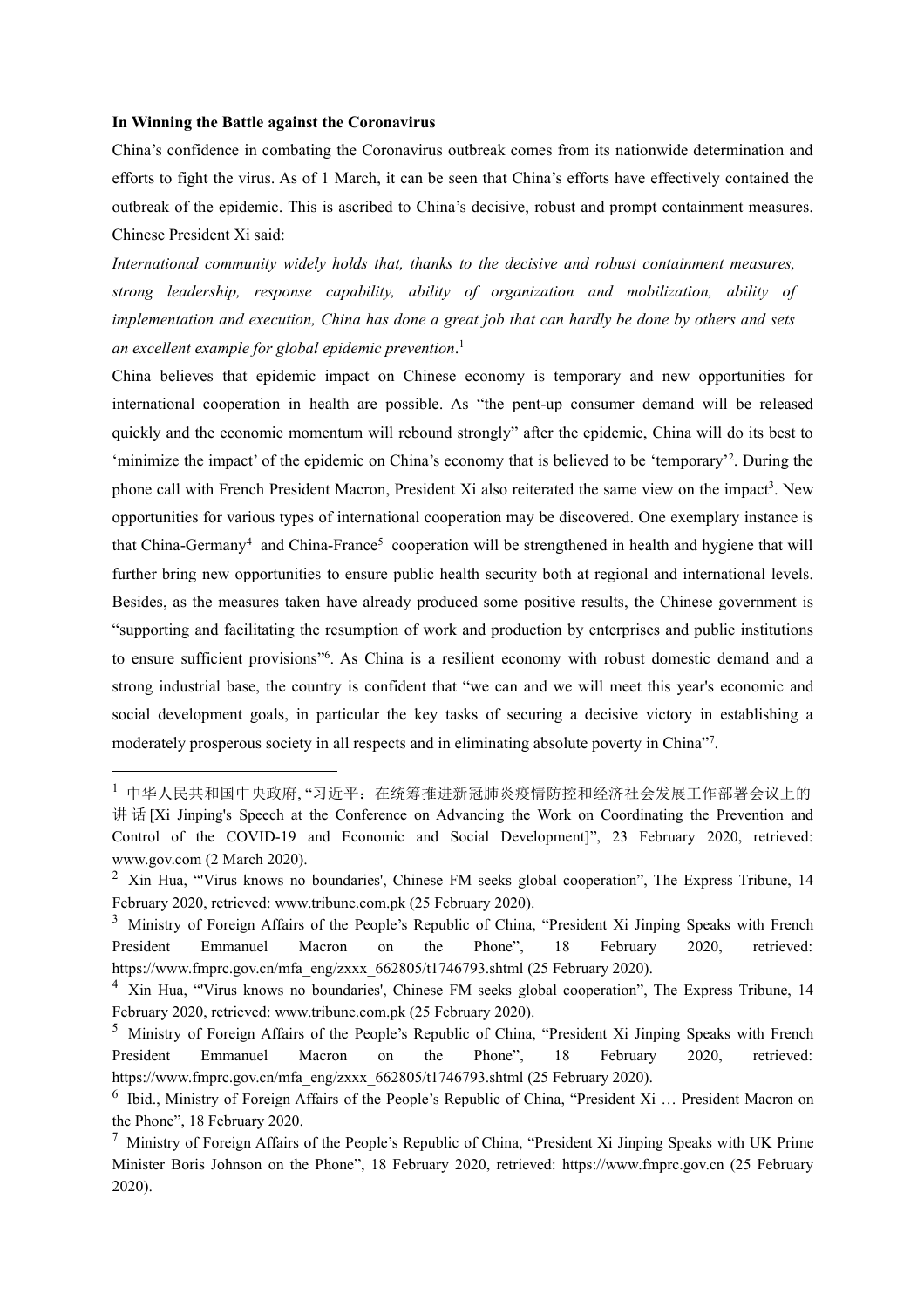**In Winning the Battle against the Coronavirus**

China's confidence in combating the Coronavirus outbreak comes from its nationwide determination and efforts to fight the virus. As of 1 March, it can be seen that China's efforts have effectively contained the outbreak of the epidemic. This is ascribed to China's decisive, robust and prompt containment measures. Chinese President Xi said:

*International community widely holds that, thanks to the decisive and robust containment measures, strong leadership, response capability, ability of organization and mobilization, ability of implementation and execution, China has done a great job that can hardly be done by others and sets an excellent example for global epidemic prevention*.[1]

China believes that epidemic impact on Chinese economy is temporary and new opportunities for international cooperation in health are possible. As "the pent-up consumer demand will be released quickly and the economic momentum will rebound strongly" after the epidemic, China will do its best to 'minimize the impact' of the epidemic on China's economy that is believed to be 'temporary'[2]. During the phone call with French President Macron, President Xi also reiterated the same view on the impact[3]. New opportunities for various types of international cooperation may be discovered. One exemplary instance is that China-Germany[4] and China-France[5] cooperation will be strengthened in health and hygiene that will further bring new opportunities to ensure public health security both at regional and international levels. Besides, as the measures taken have already produced some positive results, the Chinese government is "supporting and facilitating the resumption of work and production by enterprises and public institutions to ensure sufficient provisions"[6]. As China is a resilient economy with robust domestic demand and a strong industrial base, the country is confident that "we can and we will meet this year's economic and social development goals, in particular the key tasks of securing a decisive victory in establishing a moderately prosperous society in all respects and in eliminating absolute poverty in China"[7].

---

[1] 中华人民共和国中央政府, "习近平：在统筹推进新冠肺炎疫情防控和经济社会发展工作部署会议上的讲话 [Xi Jinping's Speech at the Conference on Advancing the Work on Coordinating the Prevention and Control of the COVID-19 and Economic and Social Development]", 23 February 2020, retrieved: www.gov.com (2 March 2020).

[2] Xin Hua, "'Virus knows no boundaries', Chinese FM seeks global cooperation", The Express Tribune, 14 February 2020, retrieved: www.tribune.com.pk (25 February 2020).

[3] Ministry of Foreign Affairs of the People's Republic of China, "President Xi Jinping Speaks with French President Emmanuel Macron on the Phone", 18 February 2020, retrieved: https://www.fmprc.gov.cn/mfa_eng/zxxx_662805/t1746793.shtml (25 February 2020).

[4] Xin Hua, "'Virus knows no boundaries', Chinese FM seeks global cooperation", The Express Tribune, 14 February 2020, retrieved: www.tribune.com.pk (25 February 2020).

[5] Ministry of Foreign Affairs of the People's Republic of China, "President Xi Jinping Speaks with French President Emmanuel Macron on the Phone", 18 February 2020, retrieved: https://www.fmprc.gov.cn/mfa_eng/zxxx_662805/t1746793.shtml (25 February 2020).

[6] Ibid., Ministry of Foreign Affairs of the People's Republic of China, "President Xi … President Macron on the Phone", 18 February 2020.

[7] Ministry of Foreign Affairs of the People's Republic of China, "President Xi Jinping Speaks with UK Prime Minister Boris Johnson on the Phone", 18 February 2020, retrieved: https://www.fmprc.gov.cn (25 February 2020).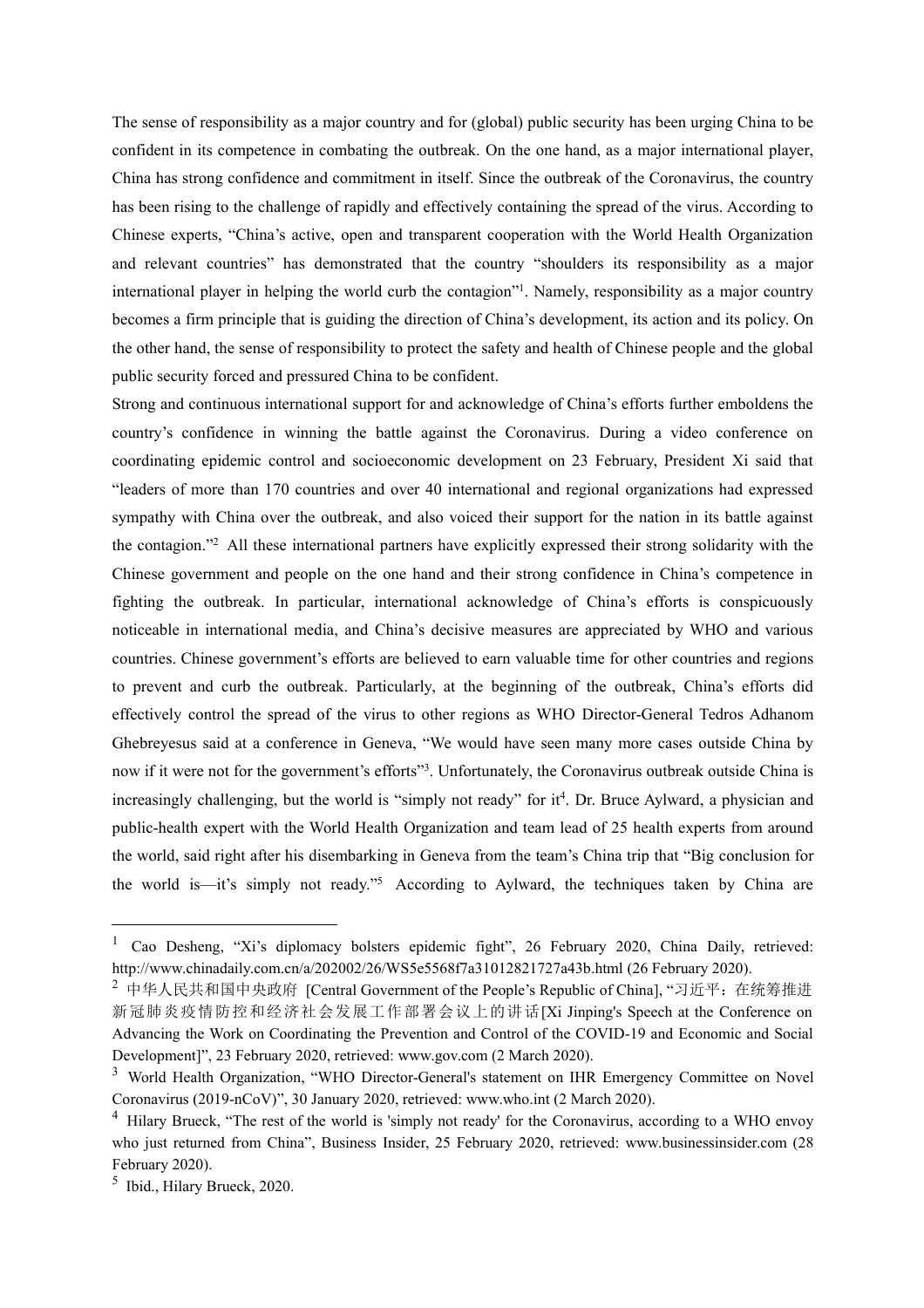The sense of responsibility as a major country and for (global) public security has been urging China to be confident in its competence in combating the outbreak. On the one hand, as a major international player, China has strong confidence and commitment in itself. Since the outbreak of the Coronavirus, the country has been rising to the challenge of rapidly and effectively containing the spread of the virus. According to Chinese experts, "China's active, open and transparent cooperation with the World Health Organization and relevant countries" has demonstrated that the country "shoulders its responsibility as a major international player in helping the world curb the contagion"[1]. Namely, responsibility as a major country becomes a firm principle that is guiding the direction of China's development, its action and its policy. On the other hand, the sense of responsibility to protect the safety and health of Chinese people and the global public security forced and pressured China to be confident.

Strong and continuous international support for and acknowledge of China's efforts further emboldens the country's confidence in winning the battle against the Coronavirus. During a video conference on coordinating epidemic control and socioeconomic development on 23 February, President Xi said that "leaders of more than 170 countries and over 40 international and regional organizations had expressed sympathy with China over the outbreak, and also voiced their support for the nation in its battle against the contagion."[2] All these international partners have explicitly expressed their strong solidarity with the Chinese government and people on the one hand and their strong confidence in China's competence in fighting the outbreak. In particular, international acknowledge of China's efforts is conspicuously noticeable in international media, and China's decisive measures are appreciated by WHO and various countries. Chinese government's efforts are believed to earn valuable time for other countries and regions to prevent and curb the outbreak. Particularly, at the beginning of the outbreak, China's efforts did effectively control the spread of the virus to other regions as WHO Director-General Tedros Adhanom Ghebreyesus said at a conference in Geneva, "We would have seen many more cases outside China by now if it were not for the government's efforts"[3]. Unfortunately, the Coronavirus outbreak outside China is increasingly challenging, but the world is "simply not ready" for it[4]. Dr. Bruce Aylward, a physician and public-health expert with the World Health Organization and team lead of 25 health experts from around the world, said right after his disembarking in Geneva from the team's China trip that "Big conclusion for the world is—it's simply not ready."[5] According to Aylward, the techniques taken by China are

---

[1] Cao Desheng, "Xi's diplomacy bolsters epidemic fight", 26 February 2020, China Daily, retrieved: http://www.chinadaily.com.cn/a/202002/26/WS5e5568f7a31012821727a43b.html (26 February 2020).

[2] 中华人民共和国中央政府 [Central Government of the People's Republic of China], "习近平：在统筹推进新冠肺炎疫情防控和经济社会发展工作部署会议上的讲话[Xi Jinping's Speech at the Conference on Advancing the Work on Coordinating the Prevention and Control of the COVID-19 and Economic and Social Development]", 23 February 2020, retrieved: www.gov.com (2 March 2020).

[3] World Health Organization, "WHO Director-General's statement on IHR Emergency Committee on Novel Coronavirus (2019-nCoV)", 30 January 2020, retrieved: www.who.int (2 March 2020).

[4] Hilary Brueck, "The rest of the world is 'simply not ready' for the Coronavirus, according to a WHO envoy who just returned from China", Business Insider, 25 February 2020, retrieved: www.businessinsider.com (28 February 2020).

[5] Ibid., Hilary Brueck, 2020.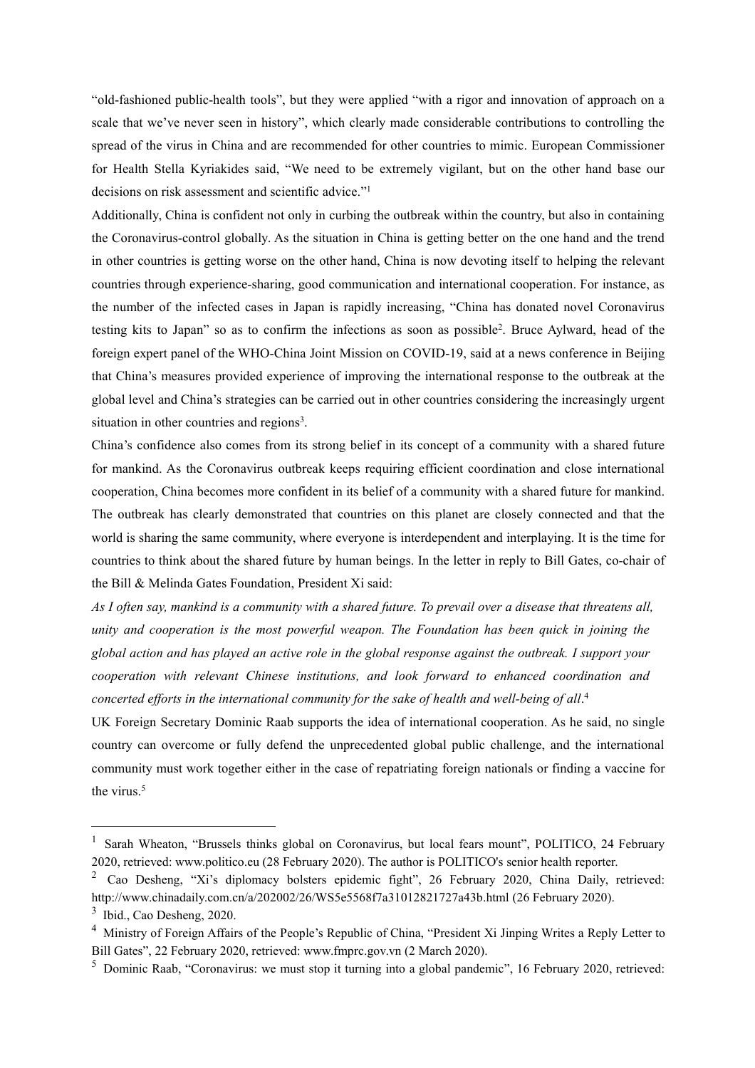"old-fashioned public-health tools", but they were applied "with a rigor and innovation of approach on a scale that we've never seen in history", which clearly made considerable contributions to controlling the spread of the virus in China and are recommended for other countries to mimic. European Commissioner for Health Stella Kyriakides said, "We need to be extremely vigilant, but on the other hand base our decisions on risk assessment and scientific advice."[1]

Additionally, China is confident not only in curbing the outbreak within the country, but also in containing the Coronavirus-control globally. As the situation in China is getting better on the one hand and the trend in other countries is getting worse on the other hand, China is now devoting itself to helping the relevant countries through experience-sharing, good communication and international cooperation. For instance, as the number of the infected cases in Japan is rapidly increasing, "China has donated novel Coronavirus testing kits to Japan" so as to confirm the infections as soon as possible[2]. Bruce Aylward, head of the foreign expert panel of the WHO-China Joint Mission on COVID-19, said at a news conference in Beijing that China's measures provided experience of improving the international response to the outbreak at the global level and China's strategies can be carried out in other countries considering the increasingly urgent situation in other countries and regions[3].

China's confidence also comes from its strong belief in its concept of a community with a shared future for mankind. As the Coronavirus outbreak keeps requiring efficient coordination and close international cooperation, China becomes more confident in its belief of a community with a shared future for mankind. The outbreak has clearly demonstrated that countries on this planet are closely connected and that the world is sharing the same community, where everyone is interdependent and interplaying. It is the time for countries to think about the shared future by human beings. In the letter in reply to Bill Gates, co-chair of the Bill & Melinda Gates Foundation, President Xi said:

*As I often say, mankind is a community with a shared future. To prevail over a disease that threatens all, unity and cooperation is the most powerful weapon. The Foundation has been quick in joining the global action and has played an active role in the global response against the outbreak. I support your cooperation with relevant Chinese institutions, and look forward to enhanced coordination and concerted efforts in the international community for the sake of health and well-being of all*.[4]

UK Foreign Secretary Dominic Raab supports the idea of international cooperation. As he said, no single country can overcome or fully defend the unprecedented global public challenge, and the international community must work together either in the case of repatriating foreign nationals or finding a vaccine for the virus.[5]

---

[1] Sarah Wheaton, "Brussels thinks global on Coronavirus, but local fears mount", POLITICO, 24 February 2020, retrieved: www.politico.eu (28 February 2020). The author is POLITICO's senior health reporter.

[2] Cao Desheng, "Xi's diplomacy bolsters epidemic fight", 26 February 2020, China Daily, retrieved: http://www.chinadaily.com.cn/a/202002/26/WS5e5568f7a31012821727a43b.html (26 February 2020).

[3] Ibid., Cao Desheng, 2020.

[4] Ministry of Foreign Affairs of the People's Republic of China, "President Xi Jinping Writes a Reply Letter to Bill Gates", 22 February 2020, retrieved: www.fmprc.gov.vn (2 March 2020).

[5] Dominic Raab, "Coronavirus: we must stop it turning into a global pandemic", 16 February 2020, retrieved: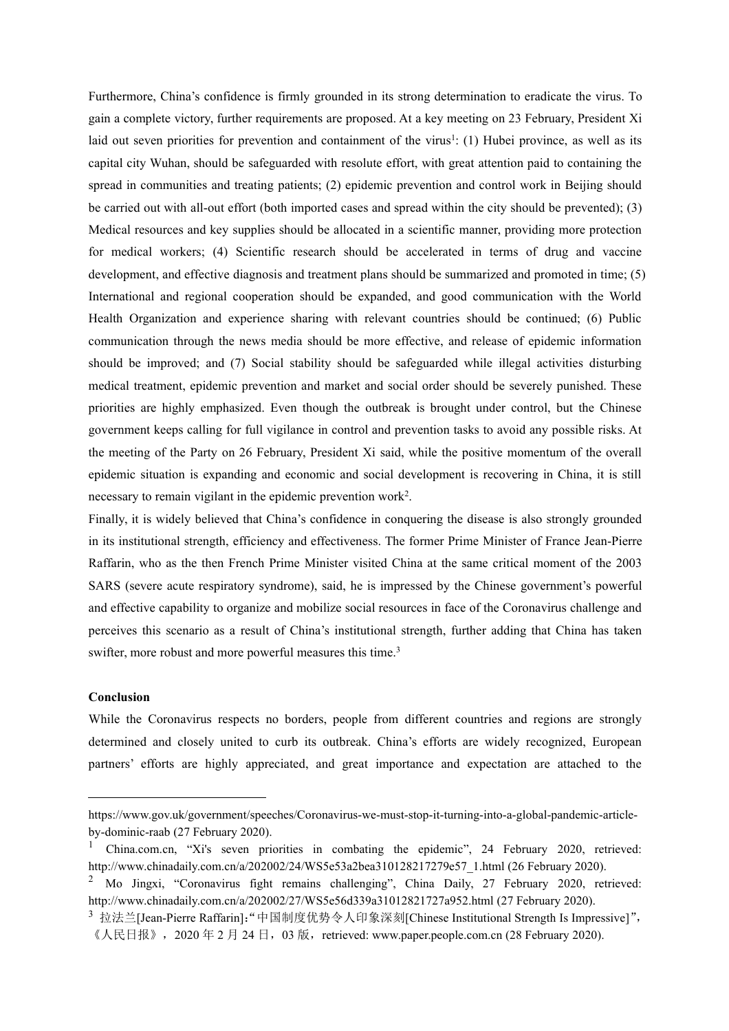Furthermore, China's confidence is firmly grounded in its strong determination to eradicate the virus. To gain a complete victory, further requirements are proposed. At a key meeting on 23 February, President Xi laid out seven priorities for prevention and containment of the virus[1]: (1) Hubei province, as well as its capital city Wuhan, should be safeguarded with resolute effort, with great attention paid to containing the spread in communities and treating patients; (2) epidemic prevention and control work in Beijing should be carried out with all-out effort (both imported cases and spread within the city should be prevented); (3) Medical resources and key supplies should be allocated in a scientific manner, providing more protection for medical workers; (4) Scientific research should be accelerated in terms of drug and vaccine development, and effective diagnosis and treatment plans should be summarized and promoted in time; (5) International and regional cooperation should be expanded, and good communication with the World Health Organization and experience sharing with relevant countries should be continued; (6) Public communication through the news media should be more effective, and release of epidemic information should be improved; and (7) Social stability should be safeguarded while illegal activities disturbing medical treatment, epidemic prevention and market and social order should be severely punished. These priorities are highly emphasized. Even though the outbreak is brought under control, but the Chinese government keeps calling for full vigilance in control and prevention tasks to avoid any possible risks. At the meeting of the Party on 26 February, President Xi said, while the positive momentum of the overall epidemic situation is expanding and economic and social development is recovering in China, it is still necessary to remain vigilant in the epidemic prevention work[2].

Finally, it is widely believed that China's confidence in conquering the disease is also strongly grounded in its institutional strength, efficiency and effectiveness. The former Prime Minister of France Jean-Pierre Raffarin, who as the then French Prime Minister visited China at the same critical moment of the 2003 SARS (severe acute respiratory syndrome), said, he is impressed by the Chinese government's powerful and effective capability to organize and mobilize social resources in face of the Coronavirus challenge and perceives this scenario as a result of China's institutional strength, further adding that China has taken swifter, more robust and more powerful measures this time.[3]

**Conclusion**

While the Coronavirus respects no borders, people from different countries and regions are strongly determined and closely united to curb its outbreak. China's efforts are widely recognized, European partners' efforts are highly appreciated, and great importance and expectation are attached to the

---

https://www.gov.uk/government/speeches/Coronavirus-we-must-stop-it-turning-into-a-global-pandemic-article-by-dominic-raab (27 February 2020).

[1] China.com.cn, "Xi's seven priorities in combating the epidemic", 24 February 2020, retrieved: http://www.chinadaily.com.cn/a/202002/24/WS5e53a2bea310128217279e57_1.html (26 February 2020).

[2] Mo Jingxi, "Coronavirus fight remains challenging", China Daily, 27 February 2020, retrieved: http://www.chinadaily.com.cn/a/202002/27/WS5e56d339a31012821727a952.html (27 February 2020).

[3] 拉法兰[Jean-Pierre Raffarin]："中国制度优势令人印象深刻[Chinese Institutional Strength Is Impressive]"，《人民日报》，2020 年 2 月 24 日，03 版，retrieved: www.paper.people.com.cn (28 February 2020).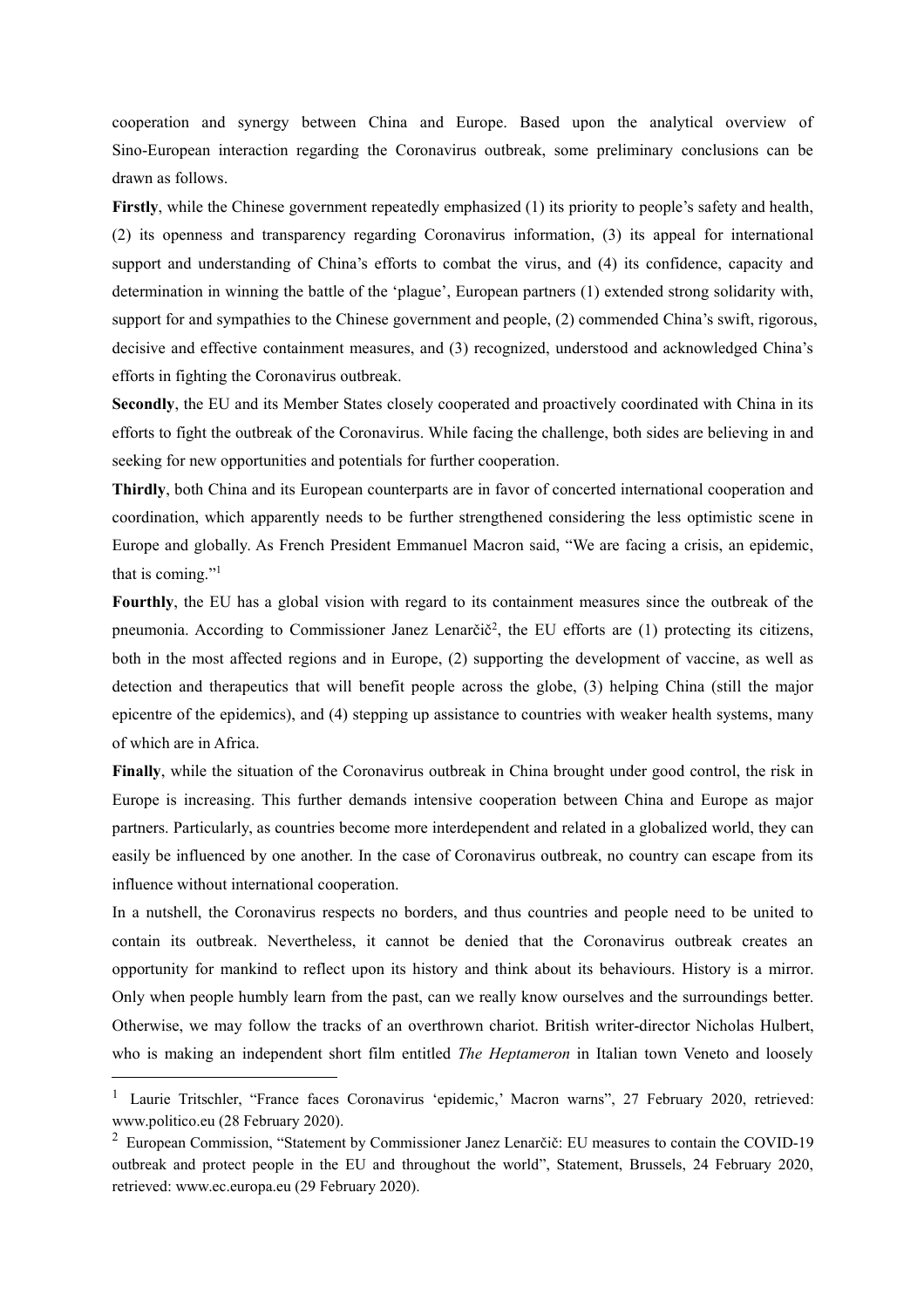cooperation and synergy between China and Europe. Based upon the analytical overview of Sino-European interaction regarding the Coronavirus outbreak, some preliminary conclusions can be drawn as follows.

**Firstly**, while the Chinese government repeatedly emphasized (1) its priority to people's safety and health, (2) its openness and transparency regarding Coronavirus information, (3) its appeal for international support and understanding of China's efforts to combat the virus, and (4) its confidence, capacity and determination in winning the battle of the 'plague', European partners (1) extended strong solidarity with, support for and sympathies to the Chinese government and people, (2) commended China's swift, rigorous, decisive and effective containment measures, and (3) recognized, understood and acknowledged China's efforts in fighting the Coronavirus outbreak.

**Secondly**, the EU and its Member States closely cooperated and proactively coordinated with China in its efforts to fight the outbreak of the Coronavirus. While facing the challenge, both sides are believing in and seeking for new opportunities and potentials for further cooperation.

**Thirdly**, both China and its European counterparts are in favor of concerted international cooperation and coordination, which apparently needs to be further strengthened considering the less optimistic scene in Europe and globally. As French President Emmanuel Macron said, "We are facing a crisis, an epidemic, that is coming."[1]

**Fourthly**, the EU has a global vision with regard to its containment measures since the outbreak of the pneumonia. According to Commissioner Janez Lenarčič[2], the EU efforts are (1) protecting its citizens, both in the most affected regions and in Europe, (2) supporting the development of vaccine, as well as detection and therapeutics that will benefit people across the globe, (3) helping China (still the major epicentre of the epidemics), and (4) stepping up assistance to countries with weaker health systems, many of which are in Africa.

**Finally**, while the situation of the Coronavirus outbreak in China brought under good control, the risk in Europe is increasing. This further demands intensive cooperation between China and Europe as major partners. Particularly, as countries become more interdependent and related in a globalized world, they can easily be influenced by one another. In the case of Coronavirus outbreak, no country can escape from its influence without international cooperation.

In a nutshell, the Coronavirus respects no borders, and thus countries and people need to be united to contain its outbreak. Nevertheless, it cannot be denied that the Coronavirus outbreak creates an opportunity for mankind to reflect upon its history and think about its behaviours. History is a mirror. Only when people humbly learn from the past, can we really know ourselves and the surroundings better. Otherwise, we may follow the tracks of an overthrown chariot. British writer-director Nicholas Hulbert, who is making an independent short film entitled *The Heptameron* in Italian town Veneto and loosely

---

[1] Laurie Tritschler, "France faces Coronavirus 'epidemic,' Macron warns", 27 February 2020, retrieved: www.politico.eu (28 February 2020).

[2] European Commission, "Statement by Commissioner Janez Lenarčič: EU measures to contain the COVID-19 outbreak and protect people in the EU and throughout the world", Statement, Brussels, 24 February 2020, retrieved: www.ec.europa.eu (29 February 2020).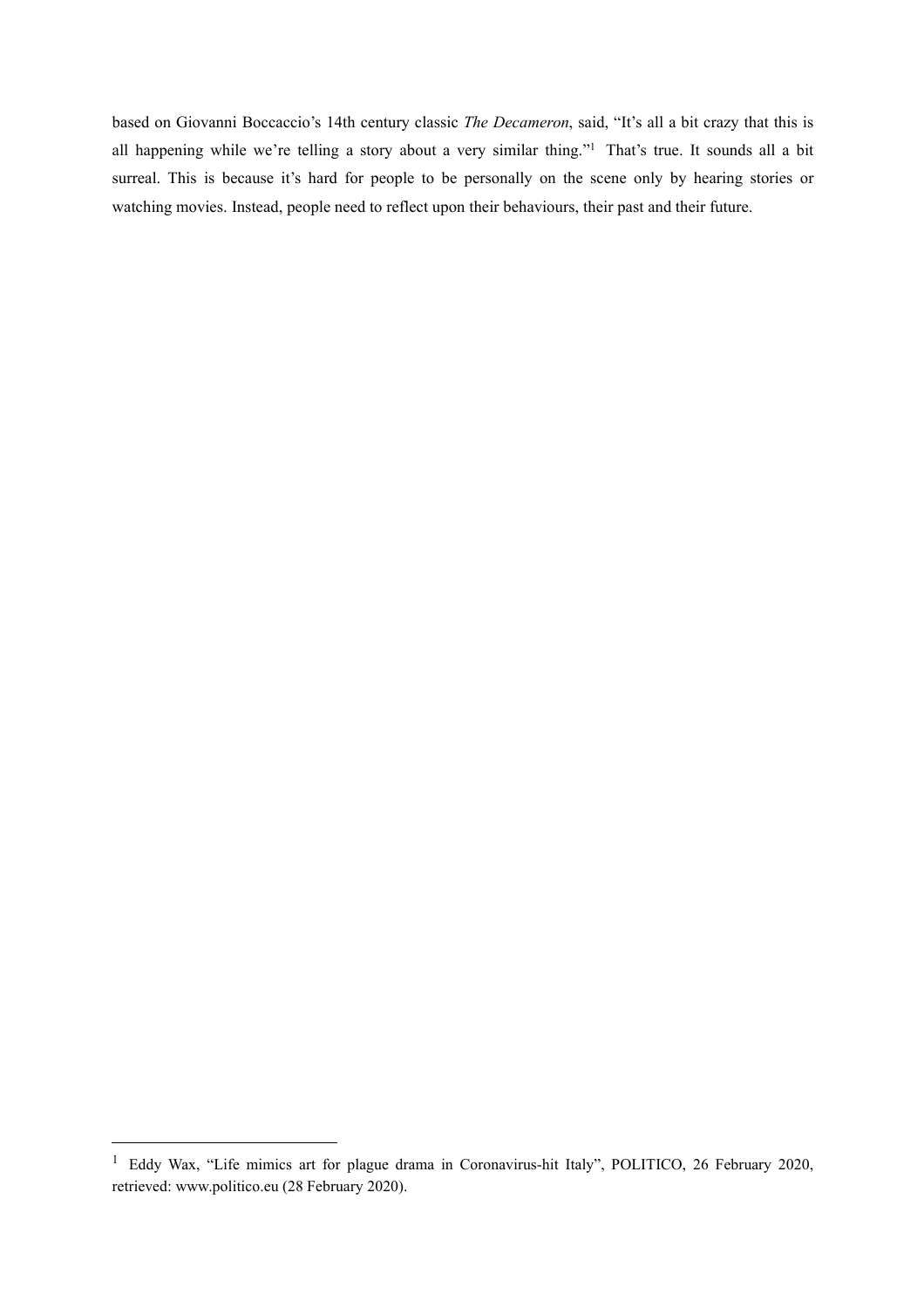based on Giovanni Boccaccio's 14th century classic *The Decameron*, said, "It's all a bit crazy that this is all happening while we're telling a story about a very similar thing."[1] That's true. It sounds all a bit surreal. This is because it's hard for people to be personally on the scene only by hearing stories or watching movies. Instead, people need to reflect upon their behaviours, their past and their future.

---

[1] Eddy Wax, "Life mimics art for plague drama in Coronavirus-hit Italy", POLITICO, 26 February 2020, retrieved: www.politico.eu (28 February 2020).